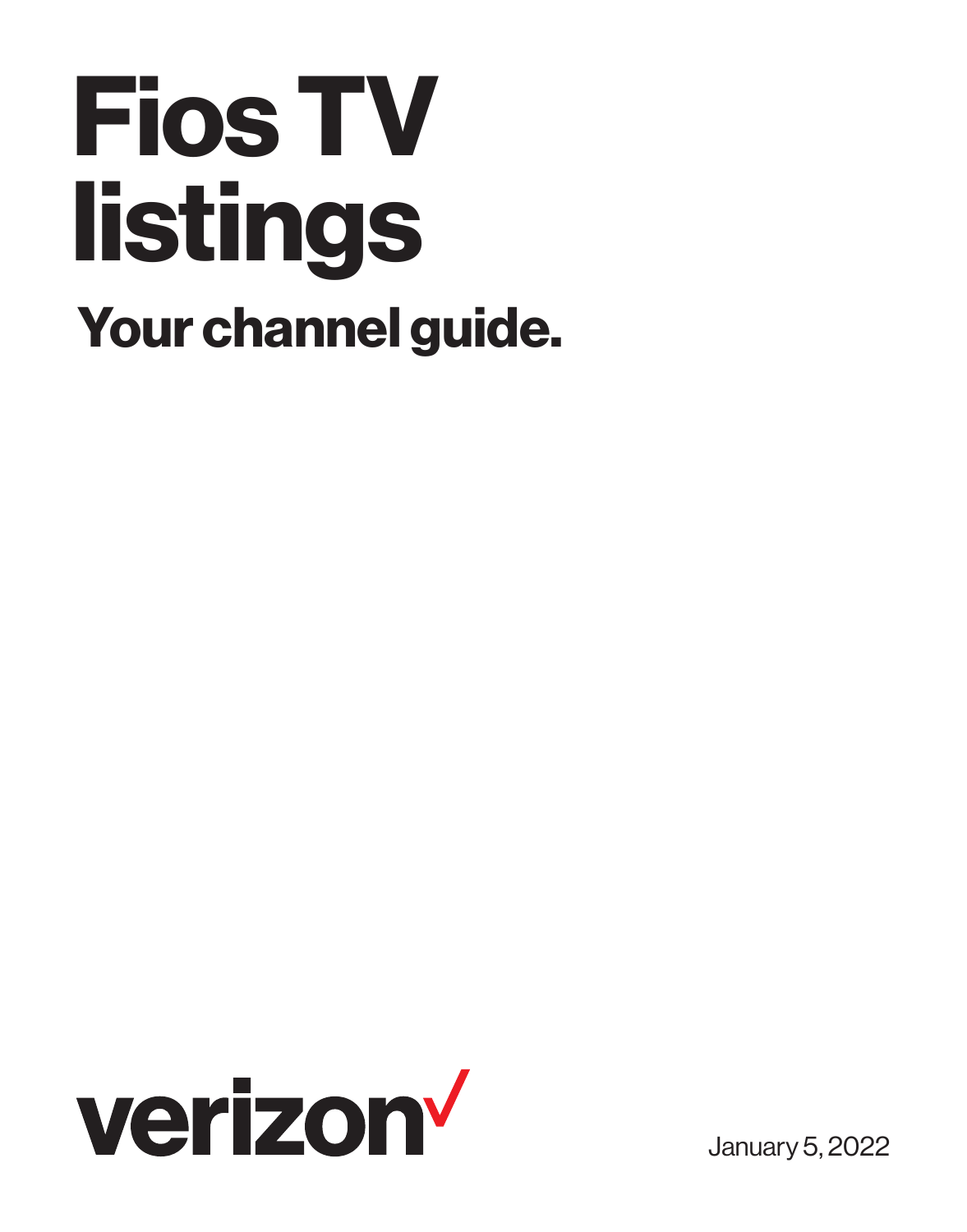# Fios TV listings

## Your channel guide.

verizon

January 5, 2022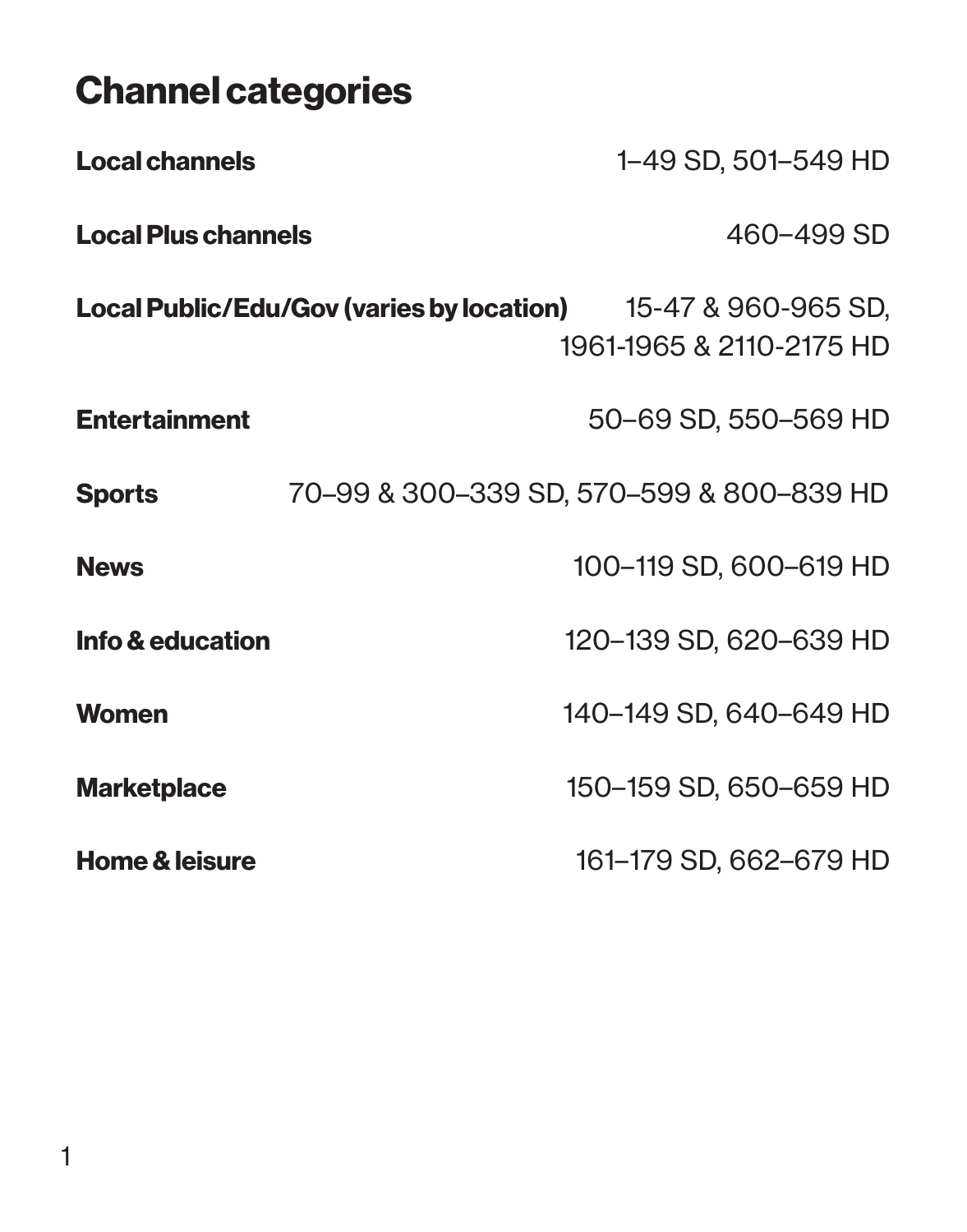# Channel categories

| Category | Channels |
| --- | --- |
| **Local channels** | 1–49 SD, 501–549 HD |
| **Local Plus channels** | 460–499 SD |
| **Local Public/Edu/Gov (varies by location)** | 15-47 & 960-965 SD, 1961-1965 & 2110-2175 HD |
| **Entertainment** | 50–69 SD, 550–569 HD |
| **Sports** | 70–99 & 300–339 SD, 570–599 & 800–839 HD |
| **News** | 100–119 SD, 600–619 HD |
| **Info & education** | 120–139 SD, 620–639 HD |
| **Women** | 140–149 SD, 640–649 HD |
| **Marketplace** | 150–159 SD, 650–659 HD |
| **Home & leisure** | 161–179 SD, 662–679 HD |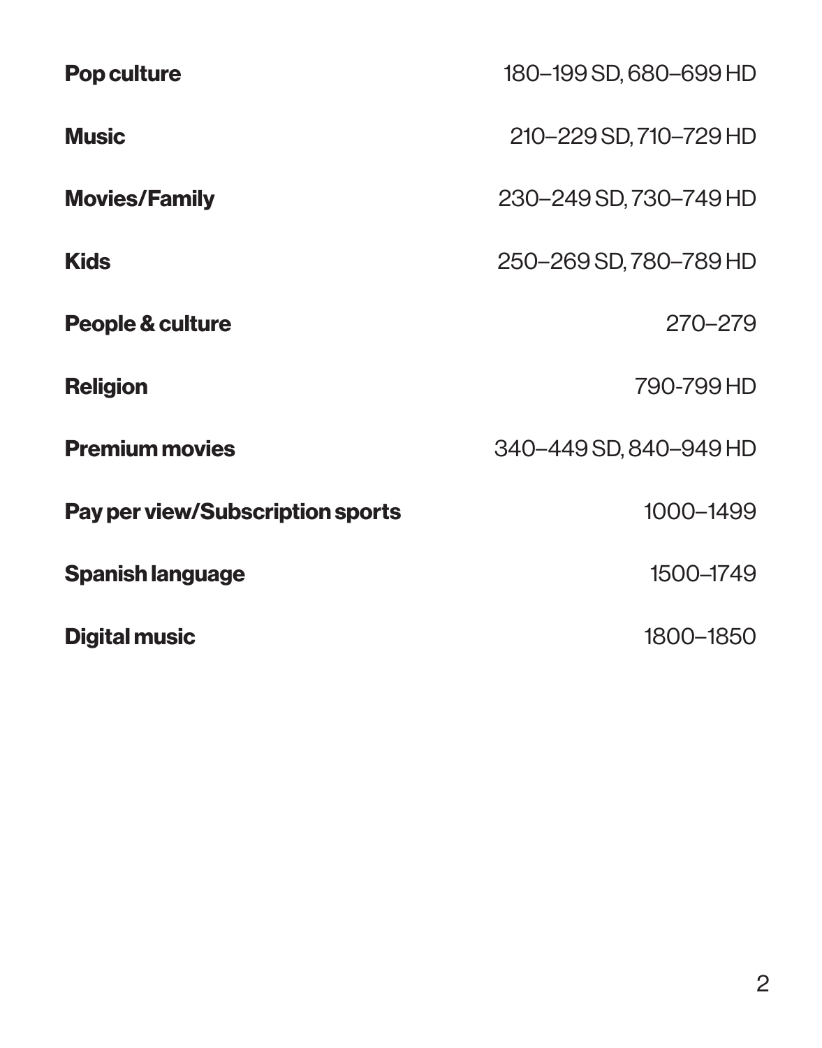| Category | Channels |
| --- | --- |
| **Pop culture** | 180–199 SD, 680–699 HD |
| **Music** | 210–229 SD, 710–729 HD |
| **Movies/Family** | 230–249 SD, 730–749 HD |
| **Kids** | 250–269 SD, 780–789 HD |
| **People & culture** | 270–279 |
| **Religion** | 790-799 HD |
| **Premium movies** | 340–449 SD, 840–949 HD |
| **Pay per view/Subscription sports** | 1000–1499 |
| **Spanish language** | 1500–1749 |
| **Digital music** | 1800–1850 |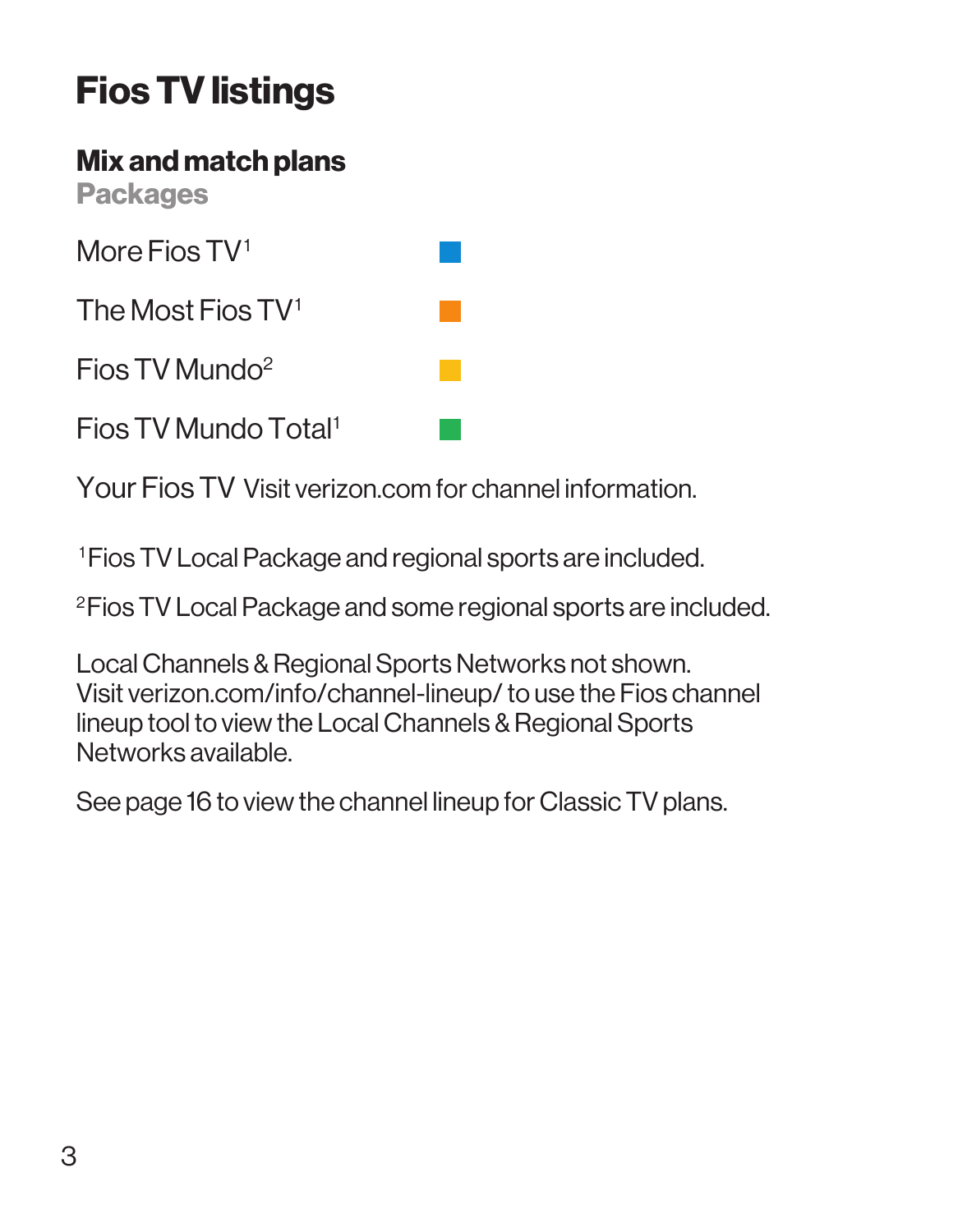# Fios TV listings

## Mix and match plans

### Packages

- More Fios TV[1]
- The Most Fios TV[1]
- Fios TV Mundo[2]
- Fios TV Mundo Total[1]

Your Fios TV Visit verizon.com for channel information.

[1]Fios TV Local Package and regional sports are included.

[2]Fios TV Local Package and some regional sports are included.

Local Channels & Regional Sports Networks not shown. Visit verizon.com/info/channel-lineup/ to use the Fios channel lineup tool to view the Local Channels & Regional Sports Networks available.

See page 16 to view the channel lineup for Classic TV plans.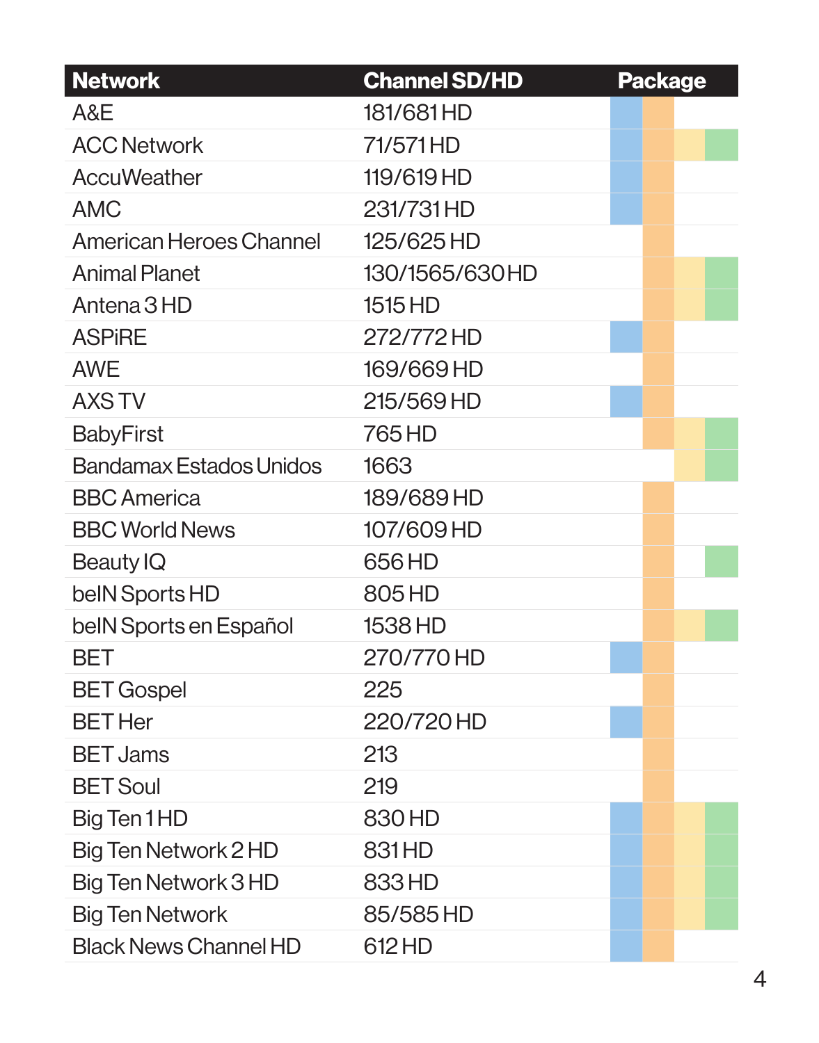| Network | Channel SD/HD | Package | | | |
|---|---|---|---|---|---|
| A&E | 181/681 HD | ● | ● | | |
| ACC Network | 71/571 HD | ● | ● | ● | ● |
| AccuWeather | 119/619 HD | ● | ● | | |
| AMC | 231/731 HD | ● | ● | | |
| American Heroes Channel | 125/625 HD | | ● | | |
| Animal Planet | 130/1565/630 HD | | ● | ● | ● |
| Antena 3 HD | 1515 HD | | ● | ● | ● |
| ASPiRE | 272/772 HD | ● | ● | | |
| AWE | 169/669 HD | | ● | | |
| AXS TV | 215/569 HD | ● | ● | | |
| BabyFirst | 765 HD | | ● | ● | ● |
| Bandamax Estados Unidos | 1663 | | | ● | ● |
| BBC America | 189/689 HD | | ● | | |
| BBC World News | 107/609 HD | | ● | | |
| Beauty IQ | 656 HD | | ● | | ● |
| beIN Sports HD | 805 HD | | ● | | |
| beIN Sports en Español | 1538 HD | | ● | ● | ● |
| BET | 270/770 HD | ● | ● | | |
| BET Gospel | 225 | | ● | | |
| BET Her | 220/720 HD | ● | ● | | |
| BET Jams | 213 | | ● | | |
| BET Soul | 219 | | ● | | |
| Big Ten 1 HD | 830 HD | ● | ● | ● | ● |
| Big Ten Network 2 HD | 831 HD | ● | ● | ● | ● |
| Big Ten Network 3 HD | 833 HD | ● | ● | ● | ● |
| Big Ten Network | 85/585 HD | ● | ● | ● | ● |
| Black News Channel HD | 612 HD | ● | ● | | |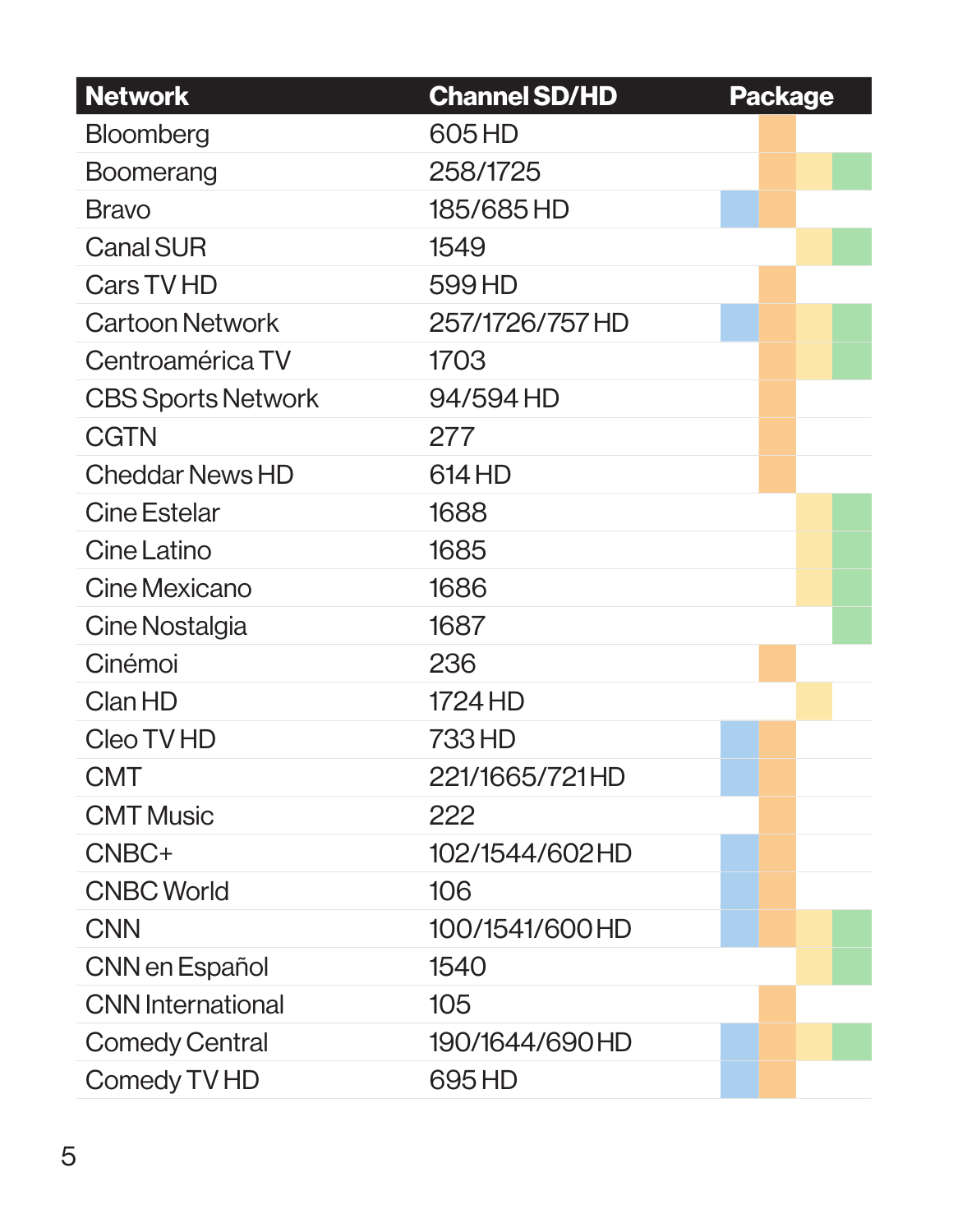| Network | Channel SD/HD | Package | | | |
|---|---|---|---|---|---|
| | | Blue | Orange | Yellow | Green |
| Bloomberg | 605 HD | | ● | | |
| Boomerang | 258/1725 | | ● | ● | ● |
| Bravo | 185/685 HD | ● | ● | | |
| Canal SUR | 1549 | | | ● | ● |
| Cars TV HD | 599 HD | | ● | | |
| Cartoon Network | 257/1726/757 HD | ● | ● | ● | ● |
| Centroamérica TV | 1703 | | ● | ● | ● |
| CBS Sports Network | 94/594 HD | | ● | | |
| CGTN | 277 | | ● | | |
| Cheddar News HD | 614 HD | | ● | | |
| Cine Estelar | 1688 | | | ● | ● |
| Cine Latino | 1685 | | | ● | ● |
| Cine Mexicano | 1686 | | | ● | ● |
| Cine Nostalgia | 1687 | | | | ● |
| Cinémoi | 236 | | ● | | |
| Clan HD | 1724 HD | | | ● | |
| Cleo TV HD | 733 HD | ● | ● | | |
| CMT | 221/1665/721 HD | ● | ● | | |
| CMT Music | 222 | | ● | | |
| CNBC+ | 102/1544/602 HD | ● | ● | | |
| CNBC World | 106 | ● | ● | | |
| CNN | 100/1541/600 HD | ● | ● | ● | ● |
| CNN en Español | 1540 | | | ● | ● |
| CNN International | 105 | | ● | | |
| Comedy Central | 190/1644/690 HD | ● | ● | ● | ● |
| Comedy TV HD | 695 HD | ● | ● | | |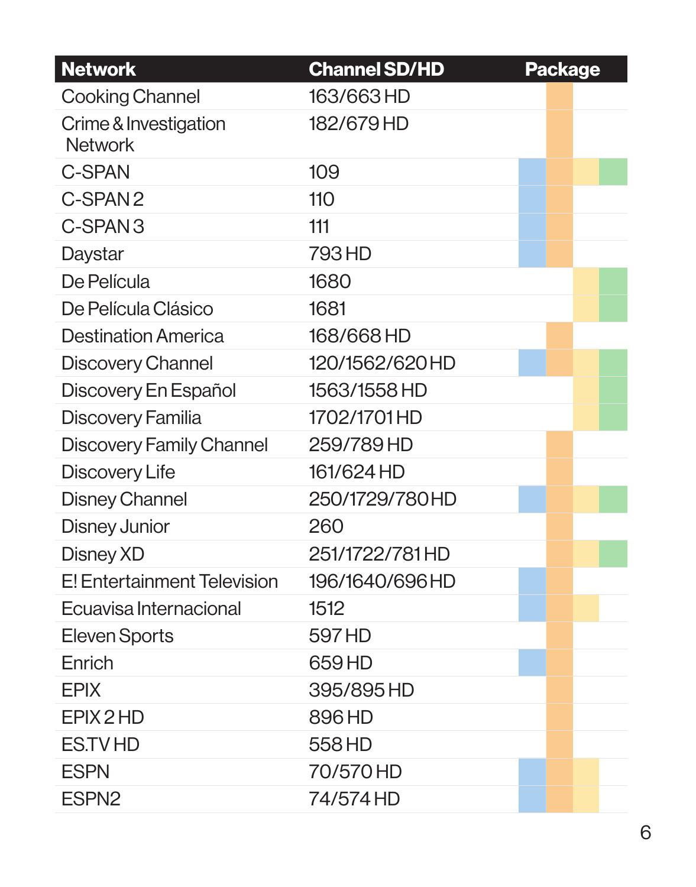| Network | Channel SD/HD | Package | | | |
|---|---|---|---|---|---|
| Cooking Channel | 163/663 HD | | ● | | |
| Crime & Investigation Network | 182/679 HD | | ● | | |
| C-SPAN | 109 | ● | ● | ● | ● |
| C-SPAN 2 | 110 | ● | ● | | |
| C-SPAN 3 | 111 | ● | ● | | |
| Daystar | 793 HD | ● | ● | | |
| De Película | 1680 | | | ● | ● |
| De Película Clásico | 1681 | | | ● | ● |
| Destination America | 168/668 HD | | ● | | |
| Discovery Channel | 120/1562/620 HD | ● | ● | ● | ● |
| Discovery En Español | 1563/1558 HD | | | ● | ● |
| Discovery Familia | 1702/1701 HD | | | ● | ● |
| Discovery Family Channel | 259/789 HD | | ● | | |
| Discovery Life | 161/624 HD | | ● | | |
| Disney Channel | 250/1729/780 HD | ● | ● | ● | ● |
| Disney Junior | 260 | | ● | | |
| Disney XD | 251/1722/781 HD | | ● | ● | ● |
| E! Entertainment Television | 196/1640/696 HD | ● | ● | | |
| Ecuavisa Internacional | 1512 | ● | ● | ● | |
| Eleven Sports | 597 HD | | ● | | |
| Enrich | 659 HD | ● | ● | | |
| EPIX | 395/895 HD | | ● | | |
| EPIX 2 HD | 896 HD | | ● | | |
| ES.TV HD | 558 HD | | ● | | |
| ESPN | 70/570 HD | ● | ● | ● | |
| ESPN2 | 74/574 HD | ● | ● | ● | |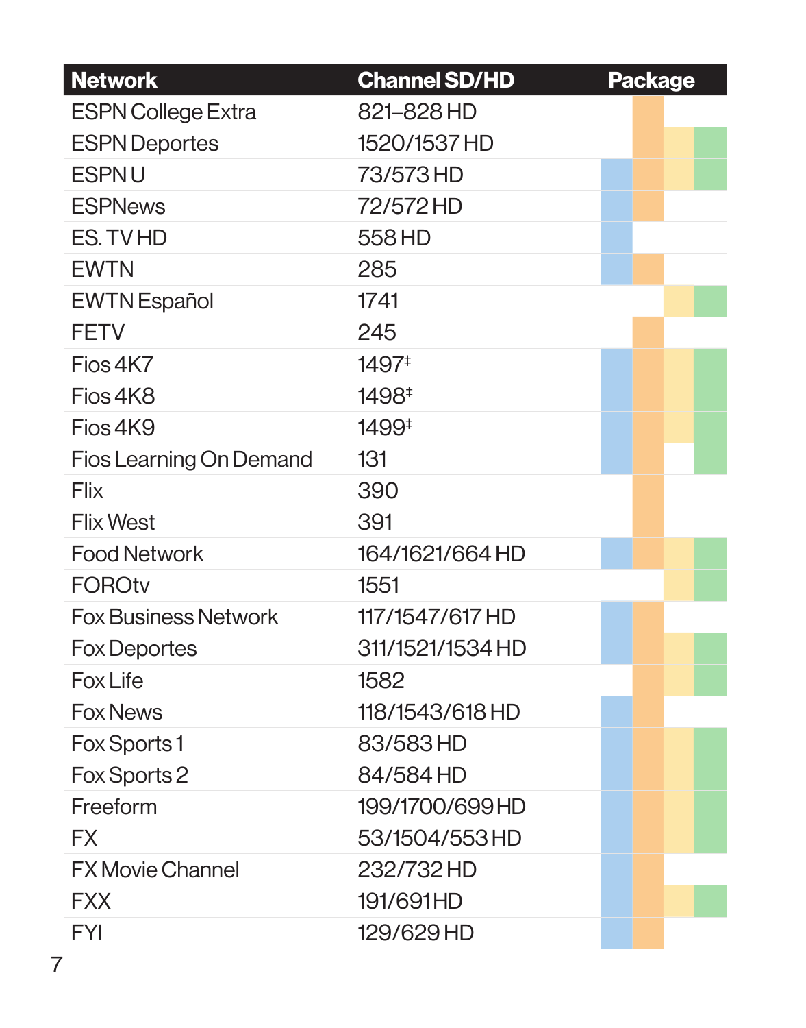| Network | Channel SD/HD | Package | | | |
|---|---|---|---|---|---|
| ESPN College Extra | 821–828 HD | | ● | | |
| ESPN Deportes | 1520/1537 HD | | ● | ● | ● |
| ESPN U | 73/573 HD | ● | ● | ● | ● |
| ESPNews | 72/572 HD | ● | ● | | |
| ES. TV HD | 558 HD | ● | | | |
| EWTN | 285 | ● | ● | | |
| EWTN Español | 1741 | | | ● | ● |
| FETV | 245 | | ● | | |
| Fios 4K7 | 1497‡ | ● | ● | ● | ● |
| Fios 4K8 | 1498‡ | ● | ● | ● | ● |
| Fios 4K9 | 1499‡ | ● | ● | ● | ● |
| Fios Learning On Demand | 131 | ● | ● | | ● |
| Flix | 390 | | ● | | |
| Flix West | 391 | | ● | | |
| Food Network | 164/1621/664 HD | ● | ● | ● | ● |
| FOROtv | 1551 | | | ● | ● |
| Fox Business Network | 117/1547/617 HD | ● | ● | | |
| Fox Deportes | 311/1521/1534 HD | ● | ● | ● | ● |
| Fox Life | 1582 | | ● | ● | ● |
| Fox News | 118/1543/618 HD | ● | ● | | |
| Fox Sports 1 | 83/583 HD | ● | ● | ● | ● |
| Fox Sports 2 | 84/584 HD | ● | ● | ● | ● |
| Freeform | 199/1700/699 HD | ● | ● | ● | ● |
| FX | 53/1504/553 HD | ● | ● | ● | ● |
| FX Movie Channel | 232/732 HD | ● | ● | | |
| FXX | 191/691 HD | ● | ● | ● | ● |
| FYI | 129/629 HD | ● | ● | | |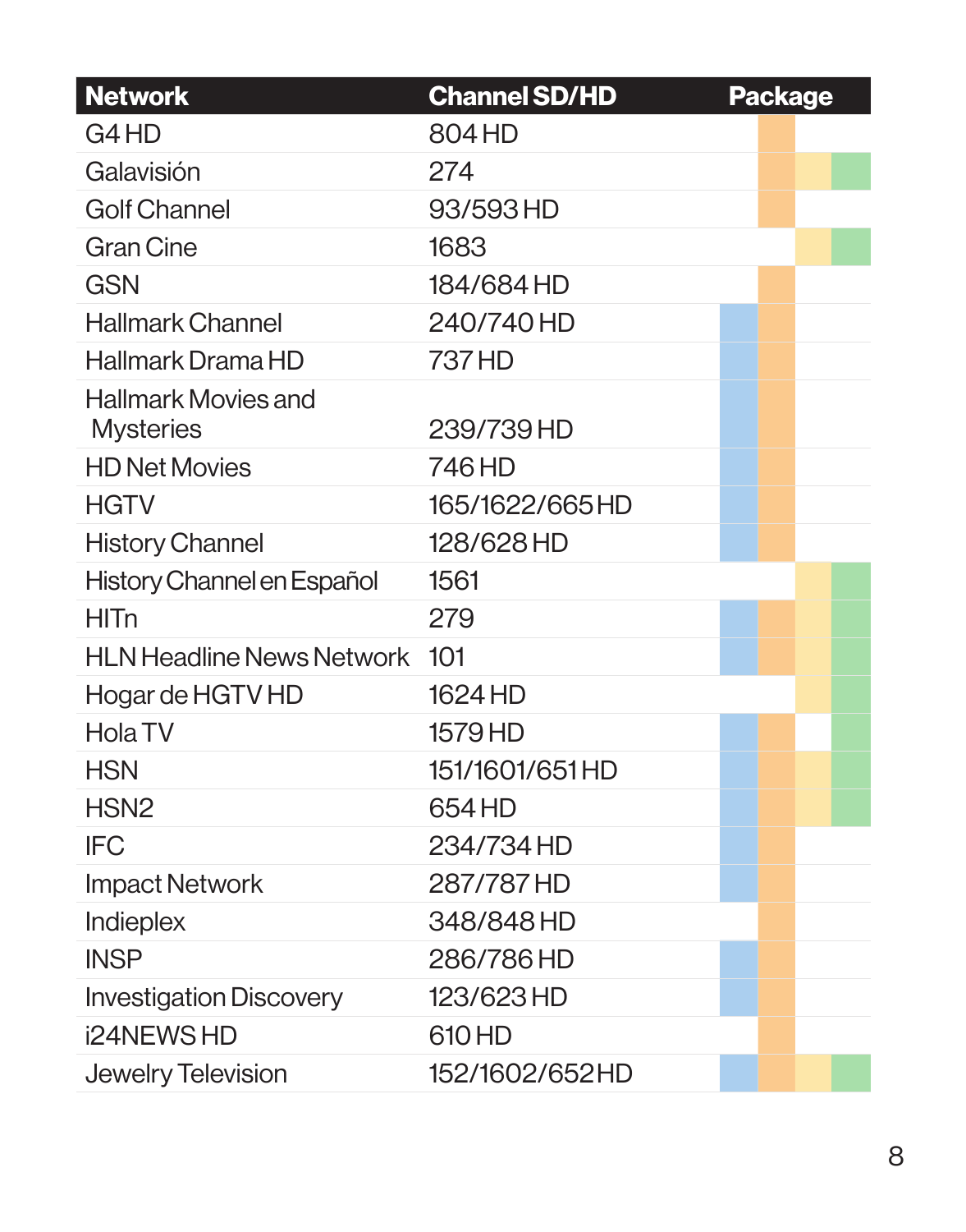| Network | Channel SD/HD | Package | | | |
|---|---|---|---|---|---|
| G4 HD | 804 HD | | Orange | | |
| Galavisión | 274 | | Orange | Yellow | Green |
| Golf Channel | 93/593 HD | | Orange | | |
| Gran Cine | 1683 | | | Yellow | Green |
| GSN | 184/684 HD | | Orange | | |
| Hallmark Channel | 240/740 HD | Blue | Orange | | |
| Hallmark Drama HD | 737 HD | Blue | Orange | | |
| Hallmark Movies and Mysteries | 239/739 HD | Blue | Orange | | |
| HD Net Movies | 746 HD | Blue | Orange | | |
| HGTV | 165/1622/665 HD | Blue | Orange | | |
| History Channel | 128/628 HD | Blue | Orange | | |
| History Channel en Español | 1561 | | | Yellow | Green |
| HITn | 279 | Blue | Orange | Yellow | Green |
| HLN Headline News Network | 101 | Blue | Orange | Yellow | Green |
| Hogar de HGTV HD | 1624 HD | | | Yellow | Green |
| Hola TV | 1579 HD | Blue | Orange | | Green |
| HSN | 151/1601/651 HD | Blue | Orange | Yellow | Green |
| HSN2 | 654 HD | Blue | Orange | Yellow | Green |
| IFC | 234/734 HD | Blue | Orange | | |
| Impact Network | 287/787 HD | Blue | Orange | | |
| Indieplex | 348/848 HD | | Orange | | |
| INSP | 286/786 HD | Blue | Orange | | |
| Investigation Discovery | 123/623 HD | Blue | Orange | | |
| i24NEWS HD | 610 HD | | Orange | | |
| Jewelry Television | 152/1602/652 HD | Blue | Orange | Yellow | Green |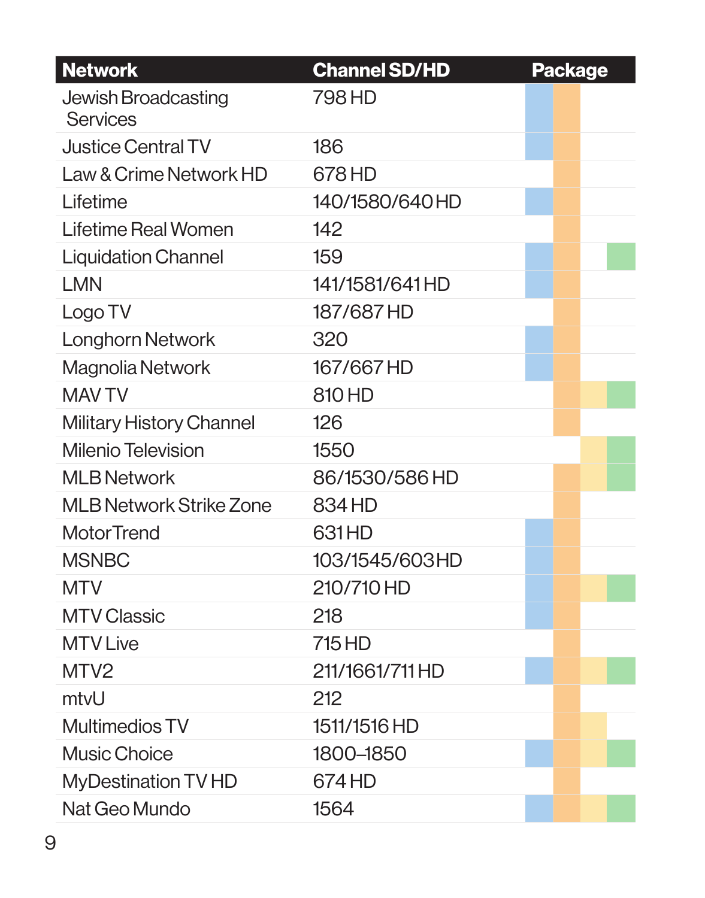| Network | Channel SD/HD | Package | | | |
|---|---|---|---|---|---|
| Jewish Broadcasting Services | 798 HD | ● | ● | | |
| Justice Central TV | 186 | ● | ● | | |
| Law & Crime Network HD | 678 HD | | ● | | |
| Lifetime | 140/1580/640 HD | ● | ● | | |
| Lifetime Real Women | 142 | | ● | | |
| Liquidation Channel | 159 | ● | ● | | ● |
| LMN | 141/1581/641 HD | ● | ● | | |
| Logo TV | 187/687 HD | | ● | | |
| Longhorn Network | 320 | ● | ● | | |
| Magnolia Network | 167/667 HD | ● | ● | | |
| MAV TV | 810 HD | | ● | ● | ● |
| Military History Channel | 126 | | ● | | |
| Milenio Television | 1550 | | | ● | ● |
| MLB Network | 86/1530/586 HD | | ● | ● | ● |
| MLB Network Strike Zone | 834 HD | | ● | | |
| MotorTrend | 631 HD | ● | ● | | |
| MSNBC | 103/1545/603 HD | ● | ● | | |
| MTV | 210/710 HD | ● | ● | ● | ● |
| MTV Classic | 218 | ● | ● | | |
| MTV Live | 715 HD | | ● | | |
| MTV2 | 211/1661/711 HD | ● | ● | ● | ● |
| mtvU | 212 | | ● | | |
| Multimedios TV | 1511/1516 HD | | ● | ● | |
| Music Choice | 1800–1850 | ● | ● | ● | ● |
| MyDestination TV HD | 674 HD | | ● | | |
| Nat Geo Mundo | 1564 | ● | ● | ● | ● |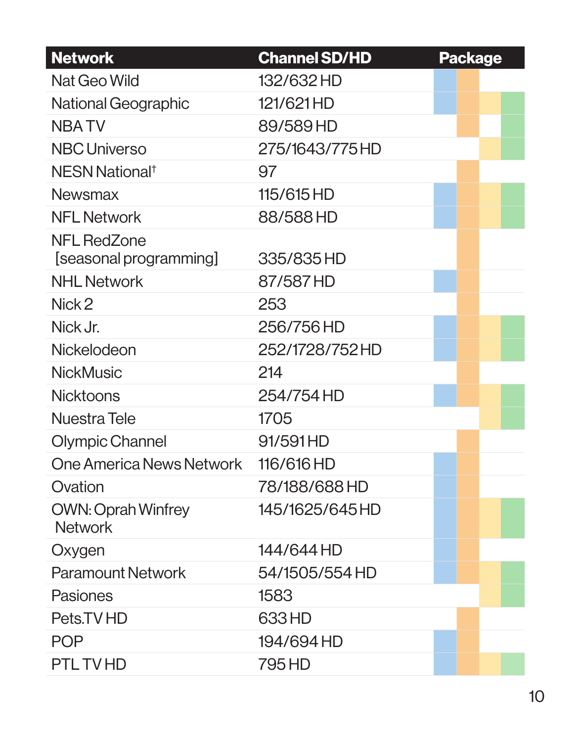| Network | Channel SD/HD | Package | | | |
|---|---|---|---|---|---|
| Nat Geo Wild | 132/632 HD | Blue | Orange | | |
| National Geographic | 121/621 HD | Blue | Orange | Yellow | Green |
| NBA TV | 89/589 HD | | Orange | | Green |
| NBC Universo | 275/1643/775 HD | | | Yellow | Green |
| NESN National† | 97 | | Orange | | |
| Newsmax | 115/615 HD | Blue | Orange | Yellow | Green |
| NFL Network | 88/588 HD | Blue | Orange | Yellow | Green |
| NFL RedZone [seasonal programming] | 335/835 HD | | Orange | | |
| NHL Network | 87/587 HD | Blue | Orange | | |
| Nick 2 | 253 | | Orange | | |
| Nick Jr. | 256/756 HD | Blue | Orange | Yellow | Green |
| Nickelodeon | 252/1728/752 HD | Blue | Orange | Yellow | Green |
| NickMusic | 214 | | Orange | | |
| Nicktoons | 254/754 HD | Blue | Orange | Yellow | Green |
| Nuestra Tele | 1705 | | | Yellow | Green |
| Olympic Channel | 91/591 HD | | Orange | | |
| One America News Network | 116/616 HD | Blue | Orange | | |
| Ovation | 78/188/688 HD | Blue | Orange | | |
| OWN: Oprah Winfrey Network | 145/1625/645 HD | Blue | Orange | Yellow | Green |
| Oxygen | 144/644 HD | Blue | Orange | | |
| Paramount Network | 54/1505/554 HD | Blue | Orange | Yellow | Green |
| Pasiones | 1583 | | | Yellow | Green |
| Pets.TV HD | 633 HD | | Orange | | |
| POP | 194/694 HD | Blue | Orange | | |
| PTL TV HD | 795 HD | Blue | Orange | Yellow | Green |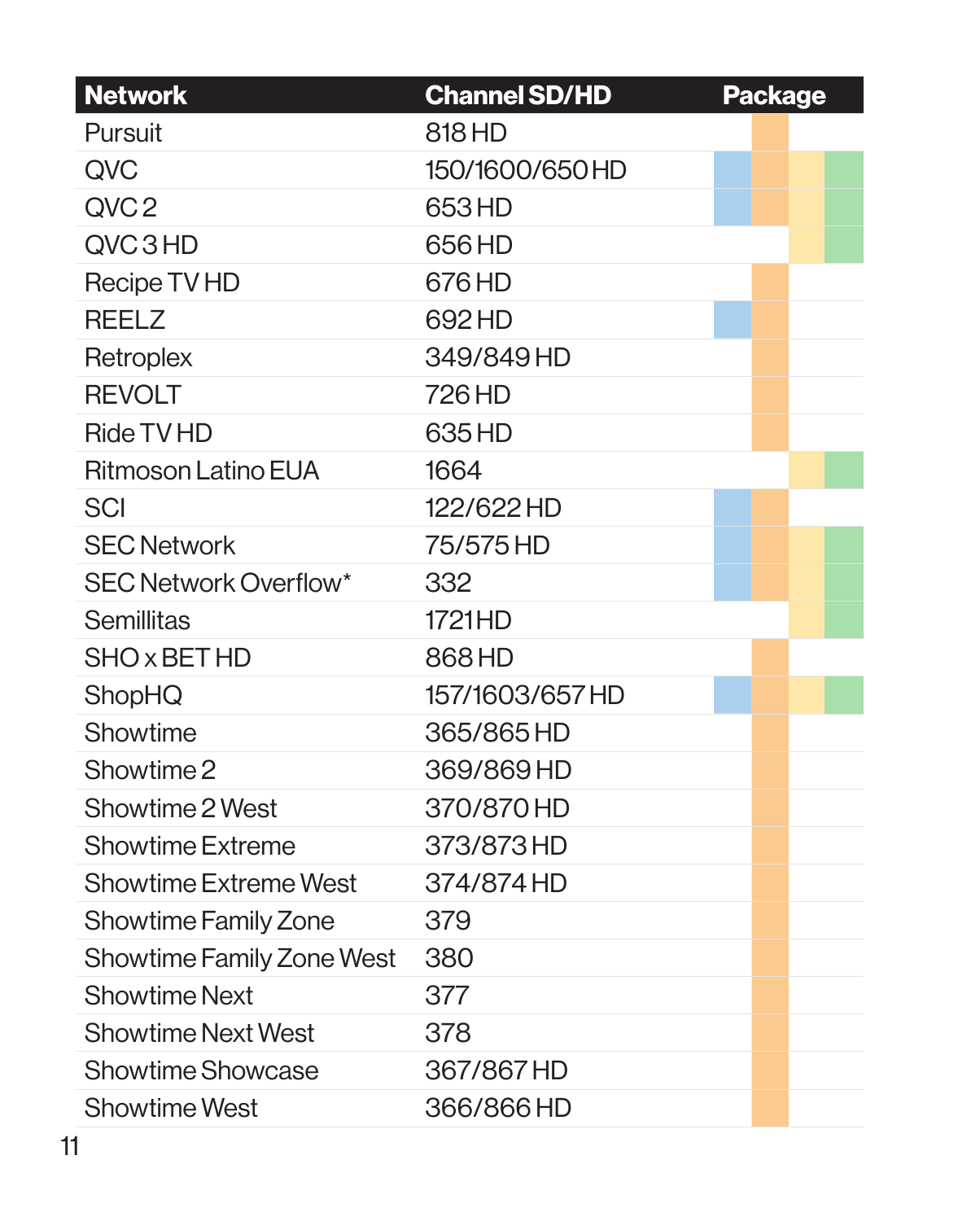| Network | Channel SD/HD | Package | | | |
|---|---|---|---|---|---|
| Pursuit | 818 HD | | ■ (orange) | | |
| QVC | 150/1600/650 HD | ■ (blue) | ■ (orange) | ■ (yellow) | ■ (green) |
| QVC 2 | 653 HD | ■ (blue) | ■ (orange) | ■ (yellow) | ■ (green) |
| QVC 3 HD | 656 HD | | | ■ (yellow) | ■ (green) |
| Recipe TV HD | 676 HD | | ■ (orange) | | |
| REELZ | 692 HD | ■ (blue) | ■ (orange) | | |
| Retroplex | 349/849 HD | | ■ (orange) | | |
| REVOLT | 726 HD | | ■ (orange) | | |
| Ride TV HD | 635 HD | | ■ (orange) | | |
| Ritmoson Latino EUA | 1664 | | | ■ (yellow) | ■ (green) |
| SCI | 122/622 HD | ■ (blue) | ■ (orange) | | |
| SEC Network | 75/575 HD | ■ (blue) | ■ (orange) | ■ (yellow) | ■ (green) |
| SEC Network Overflow* | 332 | ■ (blue) | ■ (orange) | ■ (yellow) | ■ (green) |
| Semillitas | 1721HD | | | ■ (yellow) | ■ (green) |
| SHO x BET HD | 868 HD | | ■ (orange) | | |
| ShopHQ | 157/1603/657 HD | ■ (blue) | ■ (orange) | ■ (yellow) | ■ (green) |
| Showtime | 365/865 HD | | ■ (orange) | | |
| Showtime 2 | 369/869 HD | | ■ (orange) | | |
| Showtime 2 West | 370/870 HD | | ■ (orange) | | |
| Showtime Extreme | 373/873 HD | | ■ (orange) | | |
| Showtime Extreme West | 374/874 HD | | ■ (orange) | | |
| Showtime Family Zone | 379 | | ■ (orange) | | |
| Showtime Family Zone West | 380 | | ■ (orange) | | |
| Showtime Next | 377 | | ■ (orange) | | |
| Showtime Next West | 378 | | ■ (orange) | | |
| Showtime Showcase | 367/867 HD | | ■ (orange) | | |
| Showtime West | 366/866 HD | | ■ (orange) | | |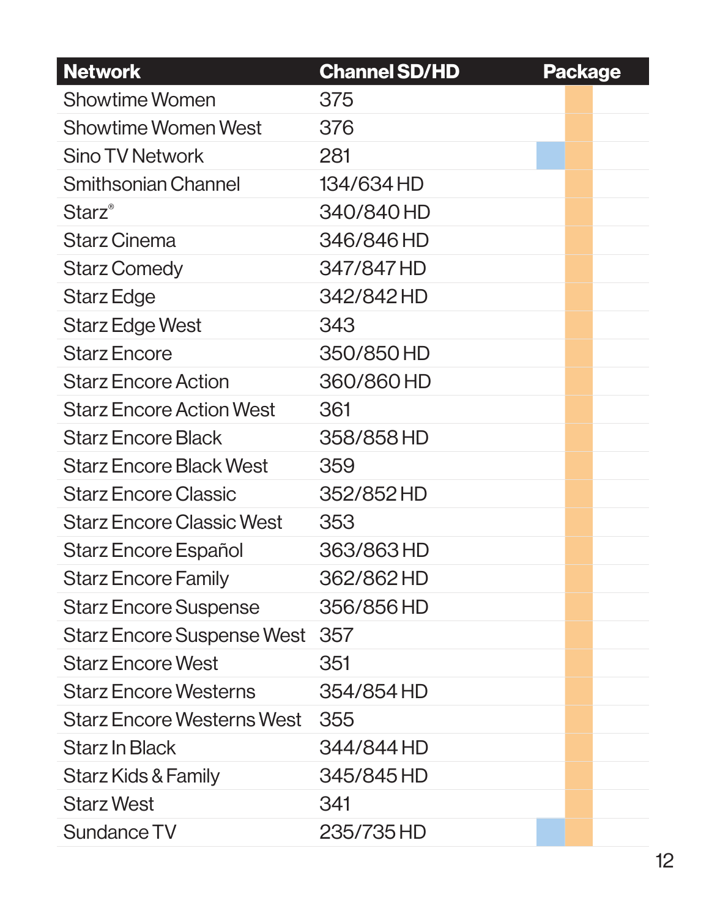| Network | Channel SD/HD | Package | | |
|---|---|---|---|---|
| Showtime Women | 375 | | ■ | |
| Showtime Women West | 376 | | ■ | |
| Sino TV Network | 281 | ■ | ■ | |
| Smithsonian Channel | 134/634 HD | | ■ | |
| Starz® | 340/840 HD | | ■ | |
| Starz Cinema | 346/846 HD | | ■ | |
| Starz Comedy | 347/847 HD | | ■ | |
| Starz Edge | 342/842 HD | | ■ | |
| Starz Edge West | 343 | | ■ | |
| Starz Encore | 350/850 HD | | ■ | |
| Starz Encore Action | 360/860 HD | | ■ | |
| Starz Encore Action West | 361 | | ■ | |
| Starz Encore Black | 358/858 HD | | ■ | |
| Starz Encore Black West | 359 | | ■ | |
| Starz Encore Classic | 352/852 HD | | ■ | |
| Starz Encore Classic West | 353 | | ■ | |
| Starz Encore Español | 363/863 HD | | ■ | |
| Starz Encore Family | 362/862 HD | | ■ | |
| Starz Encore Suspense | 356/856 HD | | ■ | |
| Starz Encore Suspense West | 357 | | ■ | |
| Starz Encore West | 351 | | ■ | |
| Starz Encore Westerns | 354/854 HD | | ■ | |
| Starz Encore Westerns West | 355 | | ■ | |
| Starz In Black | 344/844 HD | | ■ | |
| Starz Kids & Family | 345/845 HD | | ■ | |
| Starz West | 341 | | ■ | |
| Sundance TV | 235/735 HD | ■ | ■ | |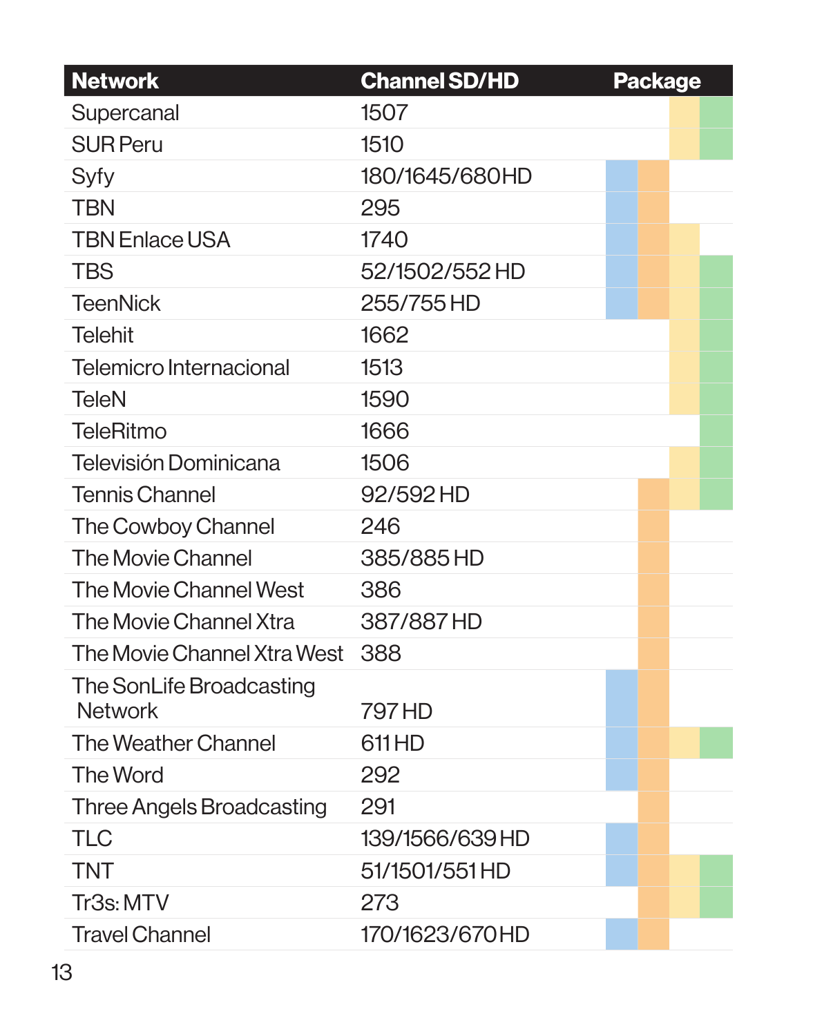| Network | Channel SD/HD | Package | | | |
|---|---|---|---|---|---|
| | | Blue | Orange | Yellow | Green |
| Supercanal | 1507 | | | Yellow | Green |
| SUR Peru | 1510 | | | Yellow | Green |
| Syfy | 180/1645/680HD | Blue | Orange | | |
| TBN | 295 | Blue | Orange | | |
| TBN Enlace USA | 1740 | Blue | Orange | Yellow | |
| TBS | 52/1502/552 HD | Blue | Orange | Yellow | Green |
| TeenNick | 255/755 HD | Blue | Orange | Yellow | Green |
| Telehit | 1662 | | | Yellow | Green |
| Telemicro Internacional | 1513 | | | Yellow | Green |
| TeleN | 1590 | | | Yellow | Green |
| TeleRitmo | 1666 | | | | Green |
| Televisión Dominicana | 1506 | | | Yellow | Green |
| Tennis Channel | 92/592 HD | | Orange | Yellow | Green |
| The Cowboy Channel | 246 | | Orange | | |
| The Movie Channel | 385/885 HD | | Orange | | |
| The Movie Channel West | 386 | | Orange | | |
| The Movie Channel Xtra | 387/887 HD | | Orange | | |
| The Movie Channel Xtra West | 388 | | Orange | | |
| The SonLife Broadcasting Network | 797 HD | Blue | Orange | | |
| The Weather Channel | 611 HD | Blue | Orange | Yellow | Green |
| The Word | 292 | Blue | Orange | | |
| Three Angels Broadcasting | 291 | | Orange | | |
| TLC | 139/1566/639 HD | Blue | Orange | | |
| TNT | 51/1501/551 HD | Blue | Orange | Yellow | Green |
| Tr3s: MTV | 273 | | Orange | Yellow | Green |
| Travel Channel | 170/1623/670 HD | Blue | Orange | | |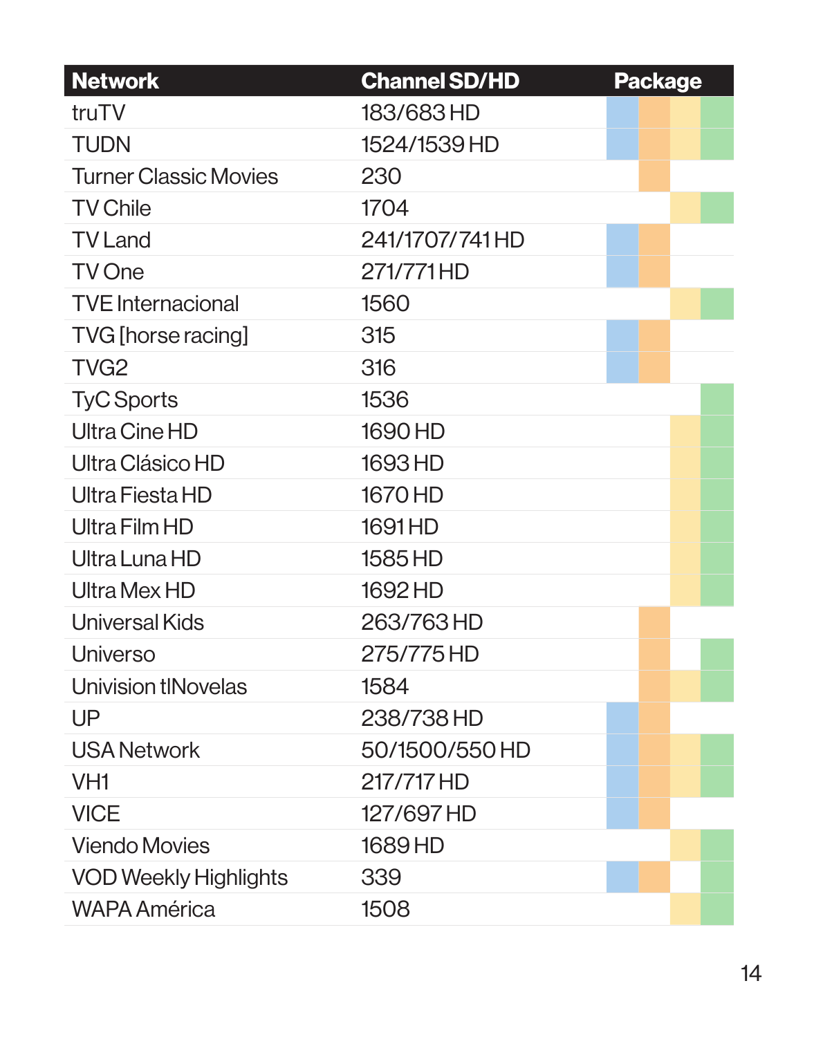| Network | Channel SD/HD | Package | | | |
|---|---|---|---|---|---|
| truTV | 183/683 HD | ✓ | ✓ | ✓ | ✓ |
| TUDN | 1524/1539 HD | ✓ | ✓ | ✓ | ✓ |
| Turner Classic Movies | 230 | | ✓ | | |
| TV Chile | 1704 | | | ✓ | ✓ |
| TV Land | 241/1707/741 HD | ✓ | ✓ | | |
| TV One | 271/771 HD | ✓ | ✓ | | |
| TVE Internacional | 1560 | | | ✓ | ✓ |
| TVG [horse racing] | 315 | ✓ | ✓ | | |
| TVG2 | 316 | ✓ | ✓ | | |
| TyC Sports | 1536 | | | | ✓ |
| Ultra Cine HD | 1690 HD | | | ✓ | ✓ |
| Ultra Clásico HD | 1693 HD | | | ✓ | ✓ |
| Ultra Fiesta HD | 1670 HD | | | ✓ | ✓ |
| Ultra Film HD | 1691 HD | | | ✓ | ✓ |
| Ultra Luna HD | 1585 HD | | | ✓ | ✓ |
| Ultra Mex HD | 1692 HD | | | ✓ | ✓ |
| Universal Kids | 263/763 HD | | ✓ | | |
| Universo | 275/775 HD | | ✓ | | ✓ |
| Univision tlNovelas | 1584 | | ✓ | ✓ | ✓ |
| UP | 238/738 HD | ✓ | ✓ | | |
| USA Network | 50/1500/550 HD | ✓ | ✓ | ✓ | ✓ |
| VH1 | 217/717 HD | ✓ | ✓ | ✓ | ✓ |
| VICE | 127/697 HD | ✓ | ✓ | | |
| Viendo Movies | 1689 HD | | | ✓ | ✓ |
| VOD Weekly Highlights | 339 | ✓ | ✓ | | ✓ |
| WAPA América | 1508 | | | ✓ | ✓ |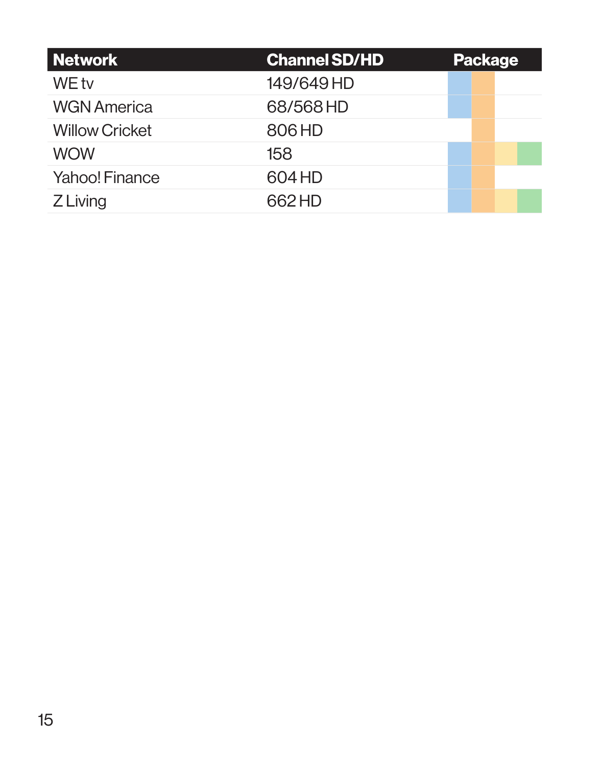| Network | Channel SD/HD | Package | | | |
|---|---|---|---|---|---|
| WE tv | 149/649 HD | ✓ | ✓ | | |
| WGN America | 68/568 HD | ✓ | ✓ | | |
| Willow Cricket | 806 HD | | ✓ | | |
| WOW | 158 | ✓ | ✓ | ✓ | ✓ |
| Yahoo! Finance | 604 HD | ✓ | ✓ | | |
| Z Living | 662 HD | ✓ | ✓ | ✓ | ✓ |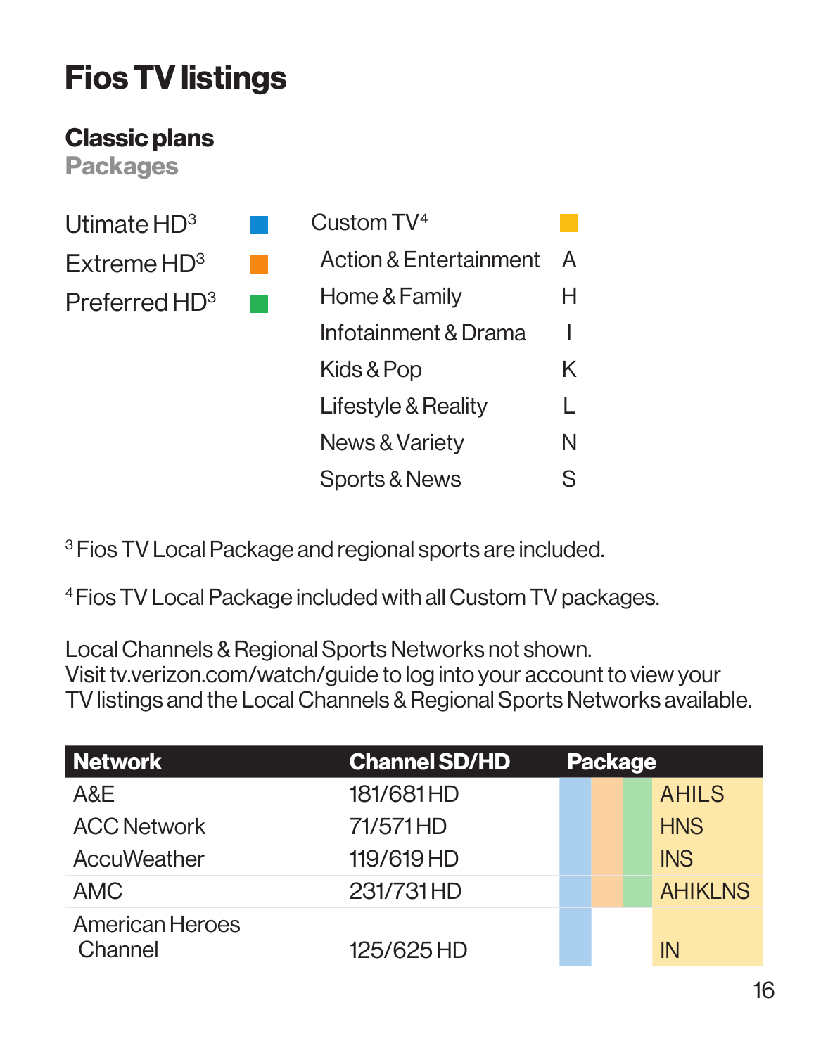# Fios TV listings

## Classic plans

### Packages

| Package | Key |
|---|---|
| Utimate HD[3] | ■ (blue) |
| Extreme HD[3] | ■ (orange) |
| Preferred HD[3] | ■ (green) |
| Custom TV[4] | ■ (yellow) |
| Action & Entertainment | A |
| Home & Family | H |
| Infotainment & Drama | I |
| Kids & Pop | K |
| Lifestyle & Reality | L |
| News & Variety | N |
| Sports & News | S |

[3] Fios TV Local Package and regional sports are included.

[4] Fios TV Local Package included with all Custom TV packages.

Local Channels & Regional Sports Networks not shown.
Visit tv.verizon.com/watch/guide to log into your account to view your TV listings and the Local Channels & Regional Sports Networks available.

| Network | Channel SD/HD | Package | | | |
|---|---|---|---|---|---|
| | | Ultimate HD | Extreme HD | Preferred HD | Custom TV |
| A&E | 181/681 HD | ■ | ■ | ■ | AHILS |
| ACC Network | 71/571 HD | ■ | ■ | ■ | HNS |
| AccuWeather | 119/619 HD | ■ | ■ | ■ | INS |
| AMC | 231/731 HD | ■ | ■ | ■ | AHIKLNS |
| American Heroes Channel | 125/625 HD | ■ | | | IN |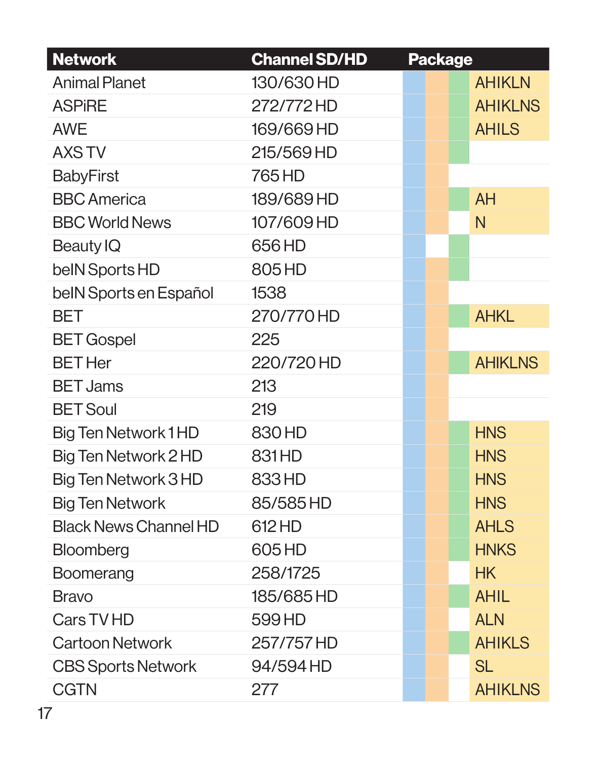| Network | Channel SD/HD | Package |
|---|---|---|
| Animal Planet | 130/630 HD | AHIKLN |
| ASPiRE | 272/772 HD | AHIKLNS |
| AWE | 169/669 HD | AHILS |
| AXS TV | 215/569 HD | |
| BabyFirst | 765 HD | |
| BBC America | 189/689 HD | AH |
| BBC World News | 107/609 HD | N |
| Beauty IQ | 656 HD | |
| beIN Sports HD | 805 HD | |
| beIN Sports en Español | 1538 | |
| BET | 270/770 HD | AHKL |
| BET Gospel | 225 | |
| BET Her | 220/720 HD | AHIKLNS |
| BET Jams | 213 | |
| BET Soul | 219 | |
| Big Ten Network 1 HD | 830 HD | HNS |
| Big Ten Network 2 HD | 831 HD | HNS |
| Big Ten Network 3 HD | 833 HD | HNS |
| Big Ten Network | 85/585 HD | HNS |
| Black News Channel HD | 612 HD | AHLS |
| Bloomberg | 605 HD | HNKS |
| Boomerang | 258/1725 | HK |
| Bravo | 185/685 HD | AHIL |
| Cars TV HD | 599 HD | ALN |
| Cartoon Network | 257/757 HD | AHIKLS |
| CBS Sports Network | 94/594 HD | SL |
| CGTN | 277 | AHIKLNS |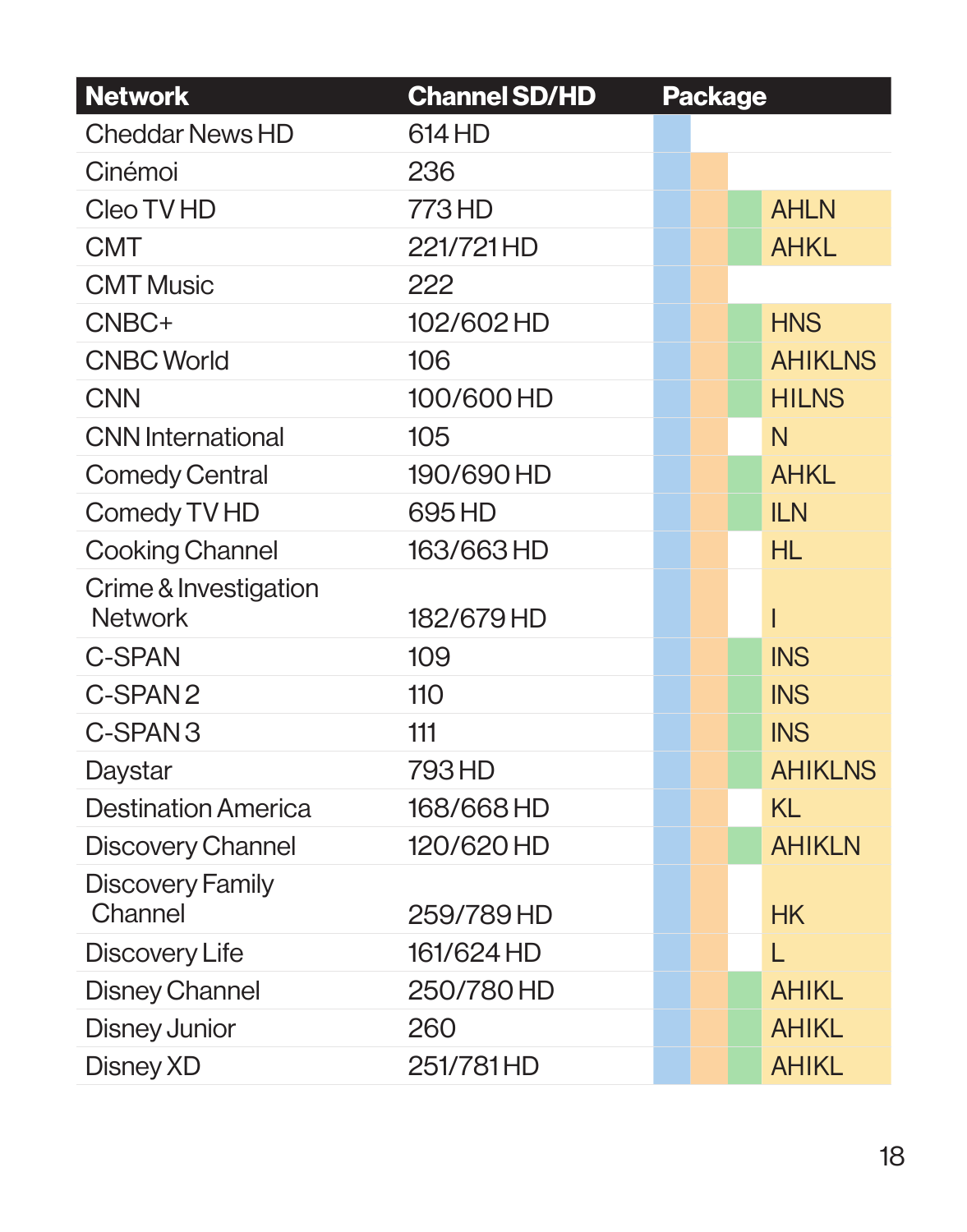| Network | Channel SD/HD | Package |
|---|---|---|
| Cheddar News HD | 614 HD | |
| Cinémoi | 236 | |
| Cleo TV HD | 773 HD | AHLN |
| CMT | 221/721 HD | AHKL |
| CMT Music | 222 | |
| CNBC+ | 102/602 HD | HNS |
| CNBC World | 106 | AHIKLNS |
| CNN | 100/600 HD | HILNS |
| CNN International | 105 | N |
| Comedy Central | 190/690 HD | AHKL |
| Comedy TV HD | 695 HD | ILN |
| Cooking Channel | 163/663 HD | HL |
| Crime & Investigation Network | 182/679 HD | I |
| C-SPAN | 109 | INS |
| C-SPAN 2 | 110 | INS |
| C-SPAN 3 | 111 | INS |
| Daystar | 793 HD | AHIKLNS |
| Destination America | 168/668 HD | KL |
| Discovery Channel | 120/620 HD | AHIKLN |
| Discovery Family Channel | 259/789 HD | HK |
| Discovery Life | 161/624 HD | L |
| Disney Channel | 250/780 HD | AHIKL |
| Disney Junior | 260 | AHIKL |
| Disney XD | 251/781 HD | AHIKL |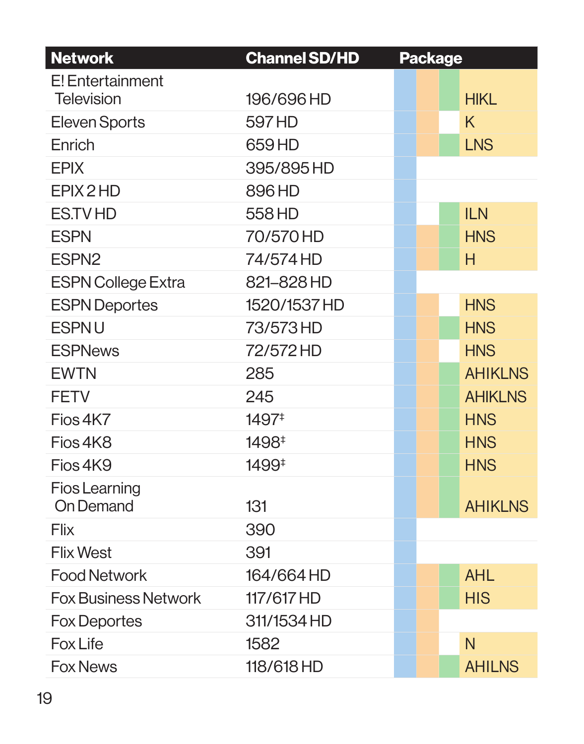| Network | Channel SD/HD | Package |
|---|---|---|
| E! Entertainment Television | 196/696 HD | HIKL |
| Eleven Sports | 597 HD | K |
| Enrich | 659 HD | LNS |
| EPIX | 395/895 HD | |
| EPIX 2 HD | 896 HD | |
| ES.TV HD | 558 HD | ILN |
| ESPN | 70/570 HD | HNS |
| ESPN2 | 74/574 HD | H |
| ESPN College Extra | 821–828 HD | |
| ESPN Deportes | 1520/1537 HD | HNS |
| ESPN U | 73/573 HD | HNS |
| ESPNews | 72/572 HD | HNS |
| EWTN | 285 | AHIKLNS |
| FETV | 245 | AHIKLNS |
| Fios 4K7 | 1497‡ | HNS |
| Fios 4K8 | 1498‡ | HNS |
| Fios 4K9 | 1499‡ | HNS |
| Fios Learning On Demand | 131 | AHIKLNS |
| Flix | 390 | |
| Flix West | 391 | |
| Food Network | 164/664 HD | AHL |
| Fox Business Network | 117/617 HD | HIS |
| Fox Deportes | 311/1534 HD | |
| Fox Life | 1582 | N |
| Fox News | 118/618 HD | AHILNS |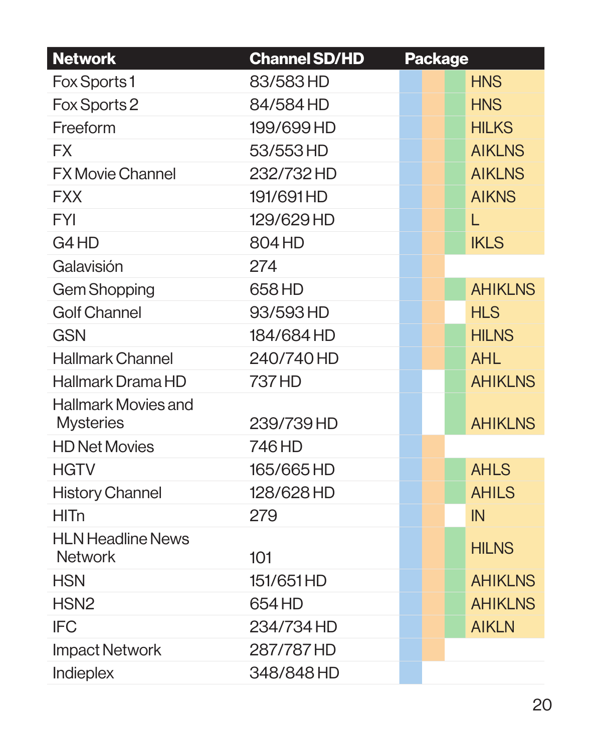| Network | Channel SD/HD | Package |
|---|---|---|
| Fox Sports 1 | 83/583 HD | HNS |
| Fox Sports 2 | 84/584 HD | HNS |
| Freeform | 199/699 HD | HILKS |
| FX | 53/553 HD | AIKLNS |
| FX Movie Channel | 232/732 HD | AIKLNS |
| FXX | 191/691 HD | AIKNS |
| FYI | 129/629 HD | L |
| G4 HD | 804 HD | IKLS |
| Galavisión | 274 | |
| Gem Shopping | 658 HD | AHIKLNS |
| Golf Channel | 93/593 HD | HLS |
| GSN | 184/684 HD | HILNS |
| Hallmark Channel | 240/740 HD | AHL |
| Hallmark Drama HD | 737 HD | AHIKLNS |
| Hallmark Movies and Mysteries | 239/739 HD | AHIKLNS |
| HD Net Movies | 746 HD | |
| HGTV | 165/665 HD | AHLS |
| History Channel | 128/628 HD | AHILS |
| HITn | 279 | IN |
| HLN Headline News Network | 101 | HILNS |
| HSN | 151/651 HD | AHIKLNS |
| HSN2 | 654 HD | AHIKLNS |
| IFC | 234/734 HD | AIKLN |
| Impact Network | 287/787 HD | |
| Indieplex | 348/848 HD | |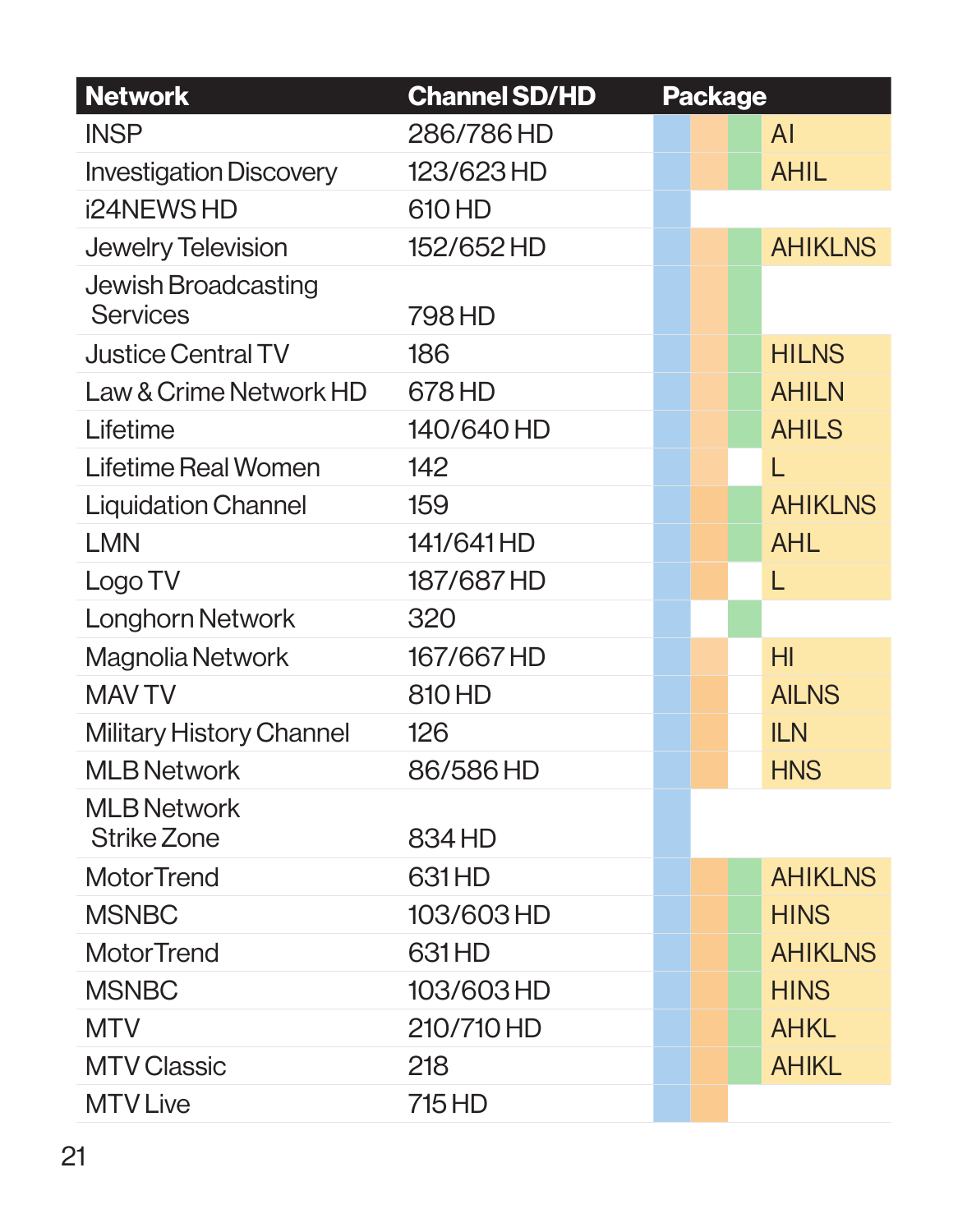| Network | Channel SD/HD | Package |
|---|---|---|
| INSP | 286/786 HD | AI |
| Investigation Discovery | 123/623 HD | AHIL |
| i24NEWS HD | 610 HD | |
| Jewelry Television | 152/652 HD | AHIKLNS |
| Jewish Broadcasting Services | 798 HD | |
| Justice Central TV | 186 | HILNS |
| Law & Crime Network HD | 678 HD | AHILN |
| Lifetime | 140/640 HD | AHILS |
| Lifetime Real Women | 142 | L |
| Liquidation Channel | 159 | AHIKLNS |
| LMN | 141/641 HD | AHL |
| Logo TV | 187/687 HD | L |
| Longhorn Network | 320 | |
| Magnolia Network | 167/667 HD | HI |
| MAV TV | 810 HD | AILNS |
| Military History Channel | 126 | ILN |
| MLB Network | 86/586 HD | HNS |
| MLB Network Strike Zone | 834 HD | |
| MotorTrend | 631 HD | AHIKLNS |
| MSNBC | 103/603 HD | HINS |
| MotorTrend | 631 HD | AHIKLNS |
| MSNBC | 103/603 HD | HINS |
| MTV | 210/710 HD | AHKL |
| MTV Classic | 218 | AHIKL |
| MTV Live | 715 HD | |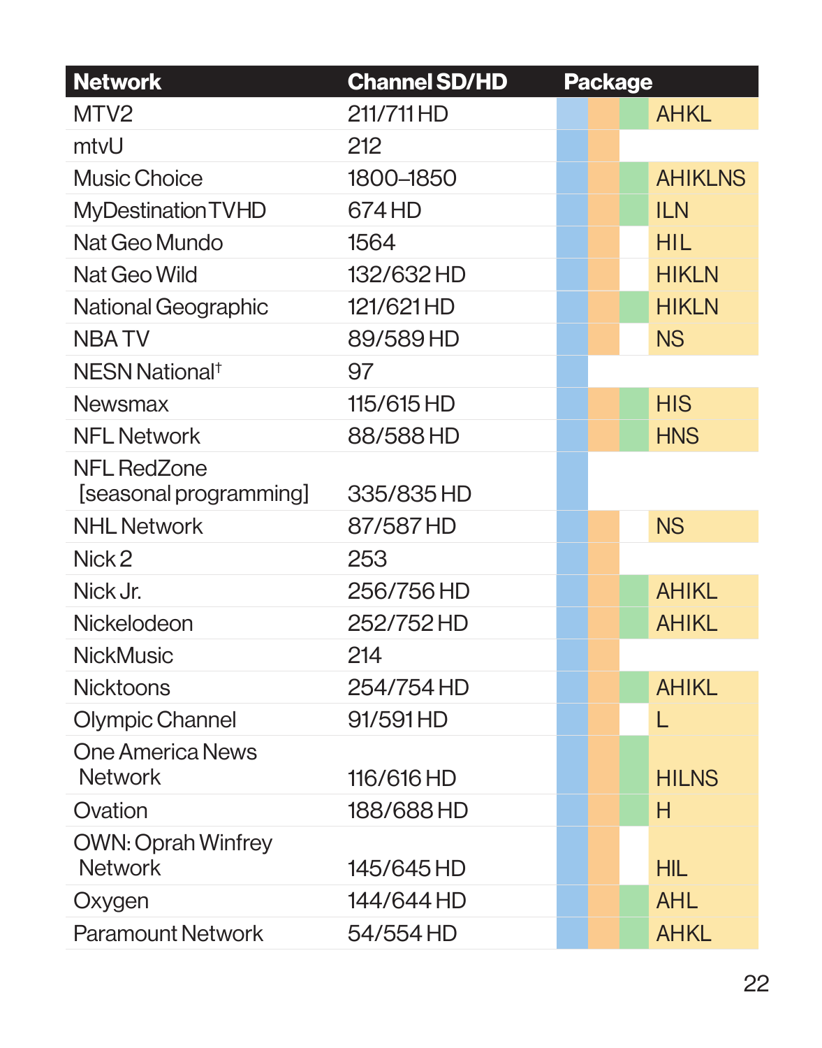| Network | Channel SD/HD | Package |
|---|---|---|
| MTV2 | 211/711 HD | AHKL |
| mtvU | 212 | |
| Music Choice | 1800–1850 | AHIKLNS |
| MyDestination TVHD | 674 HD | ILN |
| Nat Geo Mundo | 1564 | HIL |
| Nat Geo Wild | 132/632 HD | HIKLN |
| National Geographic | 121/621 HD | HIKLN |
| NBA TV | 89/589 HD | NS |
| NESN National† | 97 | |
| Newsmax | 115/615 HD | HIS |
| NFL Network | 88/588 HD | HNS |
| NFL RedZone [seasonal programming] | 335/835 HD | |
| NHL Network | 87/587 HD | NS |
| Nick 2 | 253 | |
| Nick Jr. | 256/756 HD | AHIKL |
| Nickelodeon | 252/752 HD | AHIKL |
| NickMusic | 214 | |
| Nicktoons | 254/754 HD | AHIKL |
| Olympic Channel | 91/591 HD | L |
| One America News Network | 116/616 HD | HILNS |
| Ovation | 188/688 HD | H |
| OWN: Oprah Winfrey Network | 145/645 HD | HIL |
| Oxygen | 144/644 HD | AHL |
| Paramount Network | 54/554 HD | AHKL |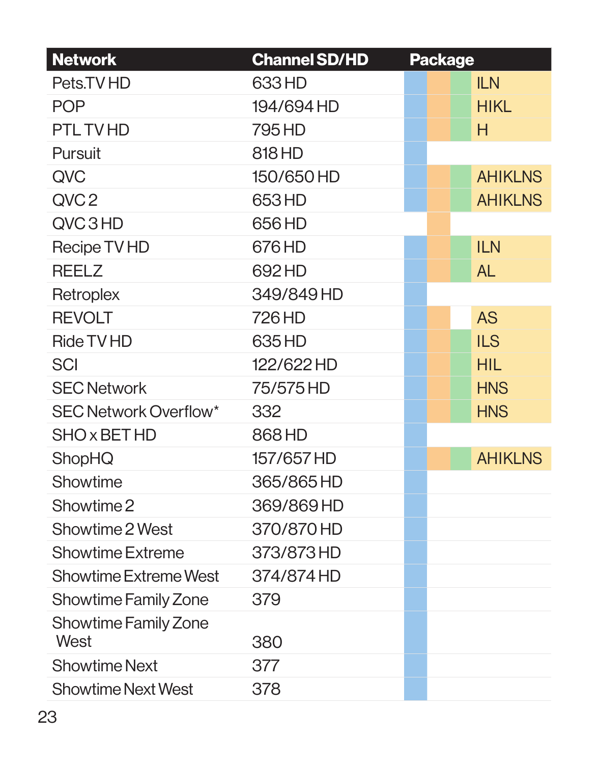| Network | Channel SD/HD | Package | | | |
|---|---|---|---|---|---|
| Pets.TV HD | 633 HD | ■ | ■ | ■ | ILN |
| POP | 194/694 HD | ■ | ■ | ■ | HIKL |
| PTL TV HD | 795 HD | ■ | ■ | ■ | H |
| Pursuit | 818 HD | ■ | | | |
| QVC | 150/650 HD | ■ | ■ | ■ | AHIKLNS |
| QVC 2 | 653 HD | ■ | ■ | ■ | AHIKLNS |
| QVC 3 HD | 656 HD | | ■ | | |
| Recipe TV HD | 676 HD | ■ | ■ | ■ | ILN |
| REELZ | 692 HD | ■ | ■ | ■ | AL |
| Retroplex | 349/849 HD | ■ | | | |
| REVOLT | 726 HD | ■ | ■ | | AS |
| Ride TV HD | 635 HD | ■ | ■ | ■ | ILS |
| SCI | 122/622 HD | ■ | ■ | ■ | HIL |
| SEC Network | 75/575 HD | ■ | ■ | ■ | HNS |
| SEC Network Overflow* | 332 | ■ | ■ | ■ | HNS |
| SHO x BET HD | 868 HD | ■ | | | |
| ShopHQ | 157/657 HD | ■ | ■ | ■ | AHIKLNS |
| Showtime | 365/865 HD | ■ | | | |
| Showtime 2 | 369/869 HD | ■ | | | |
| Showtime 2 West | 370/870 HD | ■ | | | |
| Showtime Extreme | 373/873 HD | ■ | | | |
| Showtime Extreme West | 374/874 HD | ■ | | | |
| Showtime Family Zone | 379 | ■ | | | |
| Showtime Family Zone West | 380 | ■ | | | |
| Showtime Next | 377 | ■ | | | |
| Showtime Next West | 378 | ■ | | | |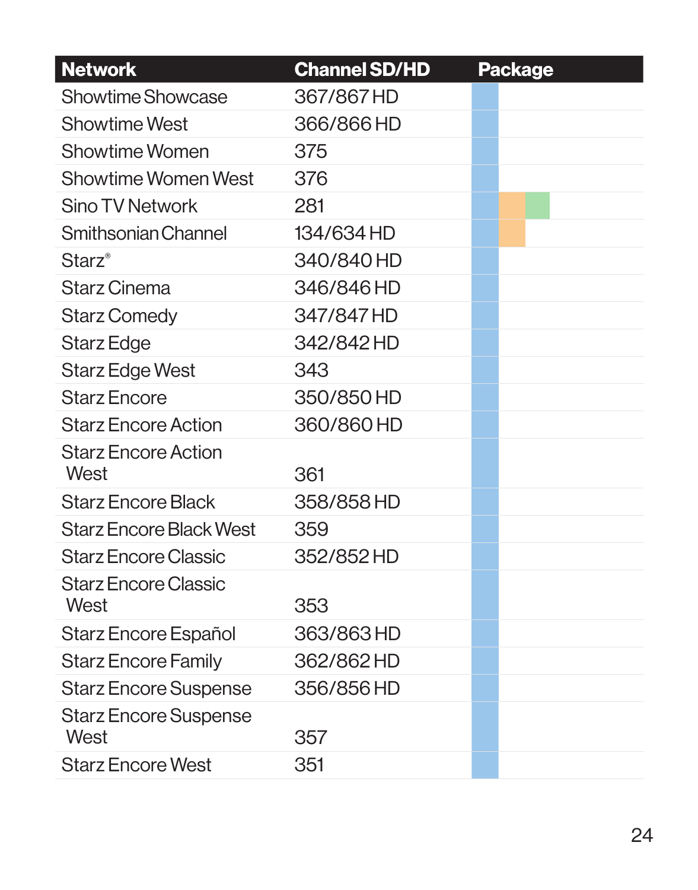| Network | Channel SD/HD | Package |
|---|---|---|
| Showtime Showcase | 367/867 HD | |
| Showtime West | 366/866 HD | |
| Showtime Women | 375 | |
| Showtime Women West | 376 | |
| Sino TV Network | 281 | |
| Smithsonian Channel | 134/634 HD | |
| Starz® | 340/840 HD | |
| Starz Cinema | 346/846 HD | |
| Starz Comedy | 347/847 HD | |
| Starz Edge | 342/842 HD | |
| Starz Edge West | 343 | |
| Starz Encore | 350/850 HD | |
| Starz Encore Action | 360/860 HD | |
| Starz Encore Action West | 361 | |
| Starz Encore Black | 358/858 HD | |
| Starz Encore Black West | 359 | |
| Starz Encore Classic | 352/852 HD | |
| Starz Encore Classic West | 353 | |
| Starz Encore Español | 363/863 HD | |
| Starz Encore Family | 362/862 HD | |
| Starz Encore Suspense | 356/856 HD | |
| Starz Encore Suspense West | 357 | |
| Starz Encore West | 351 | |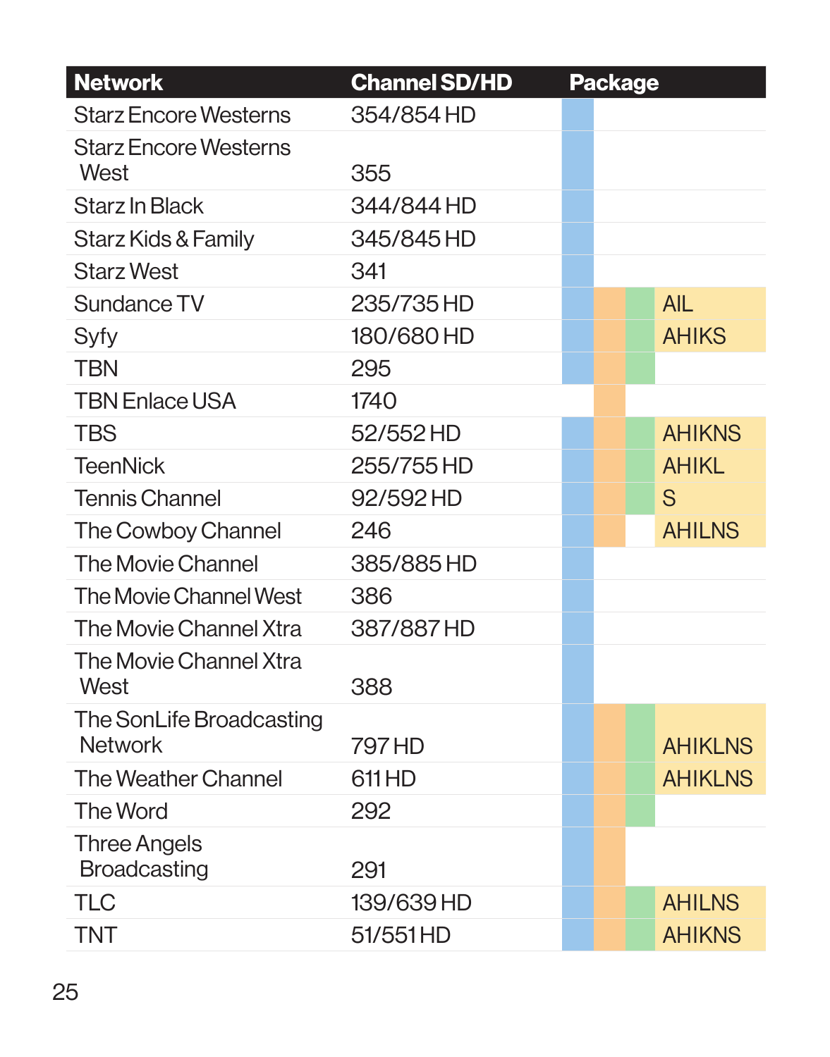| Network | Channel SD/HD | Package |
|---|---|---|
| Starz Encore Westerns | 354/854 HD | |
| Starz Encore Westerns West | 355 | |
| Starz In Black | 344/844 HD | |
| Starz Kids & Family | 345/845 HD | |
| Starz West | 341 | |
| Sundance TV | 235/735 HD | AIL |
| Syfy | 180/680 HD | AHIKS |
| TBN | 295 | |
| TBN Enlace USA | 1740 | |
| TBS | 52/552 HD | AHIKNS |
| TeenNick | 255/755 HD | AHIKL |
| Tennis Channel | 92/592 HD | S |
| The Cowboy Channel | 246 | AHILNS |
| The Movie Channel | 385/885 HD | |
| The Movie Channel West | 386 | |
| The Movie Channel Xtra | 387/887 HD | |
| The Movie Channel Xtra West | 388 | |
| The SonLife Broadcasting Network | 797 HD | AHIKLNS |
| The Weather Channel | 611 HD | AHIKLNS |
| The Word | 292 | |
| Three Angels Broadcasting | 291 | |
| TLC | 139/639 HD | AHILNS |
| TNT | 51/551 HD | AHIKNS |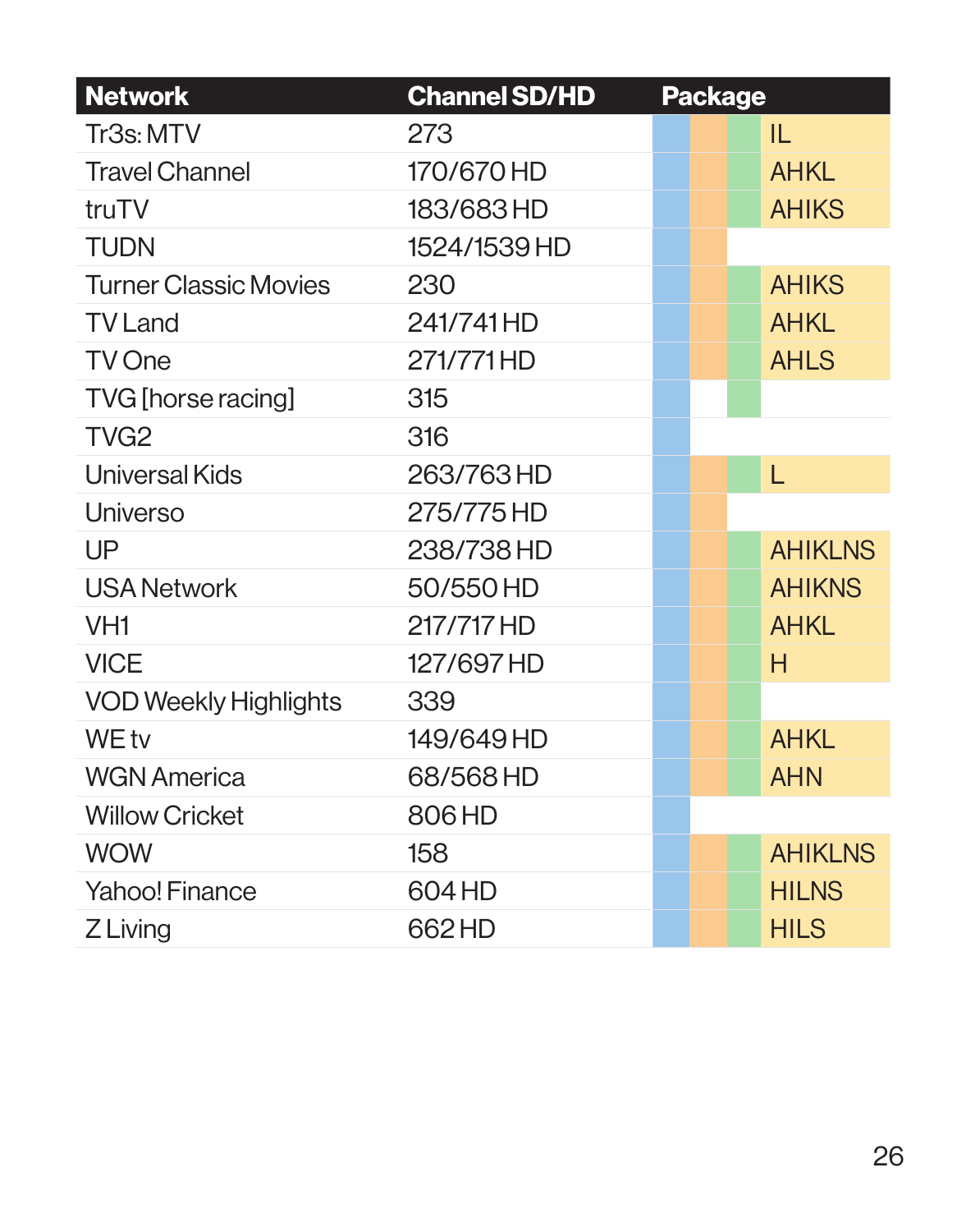| Network | Channel SD/HD | Package |
|---|---|---|
| Tr3s: MTV | 273 | IL |
| Travel Channel | 170/670 HD | AHKL |
| truTV | 183/683 HD | AHIKS |
| TUDN | 1524/1539 HD | |
| Turner Classic Movies | 230 | AHIKS |
| TV Land | 241/741 HD | AHKL |
| TV One | 271/771 HD | AHLS |
| TVG [horse racing] | 315 | |
| TVG2 | 316 | |
| Universal Kids | 263/763 HD | L |
| Universo | 275/775 HD | |
| UP | 238/738 HD | AHIKLNS |
| USA Network | 50/550 HD | AHIKNS |
| VH1 | 217/717 HD | AHKL |
| VICE | 127/697 HD | H |
| VOD Weekly Highlights | 339 | |
| WE tv | 149/649 HD | AHKL |
| WGN America | 68/568 HD | AHN |
| Willow Cricket | 806 HD | |
| WOW | 158 | AHIKLNS |
| Yahoo! Finance | 604 HD | HILNS |
| Z Living | 662 HD | HILS |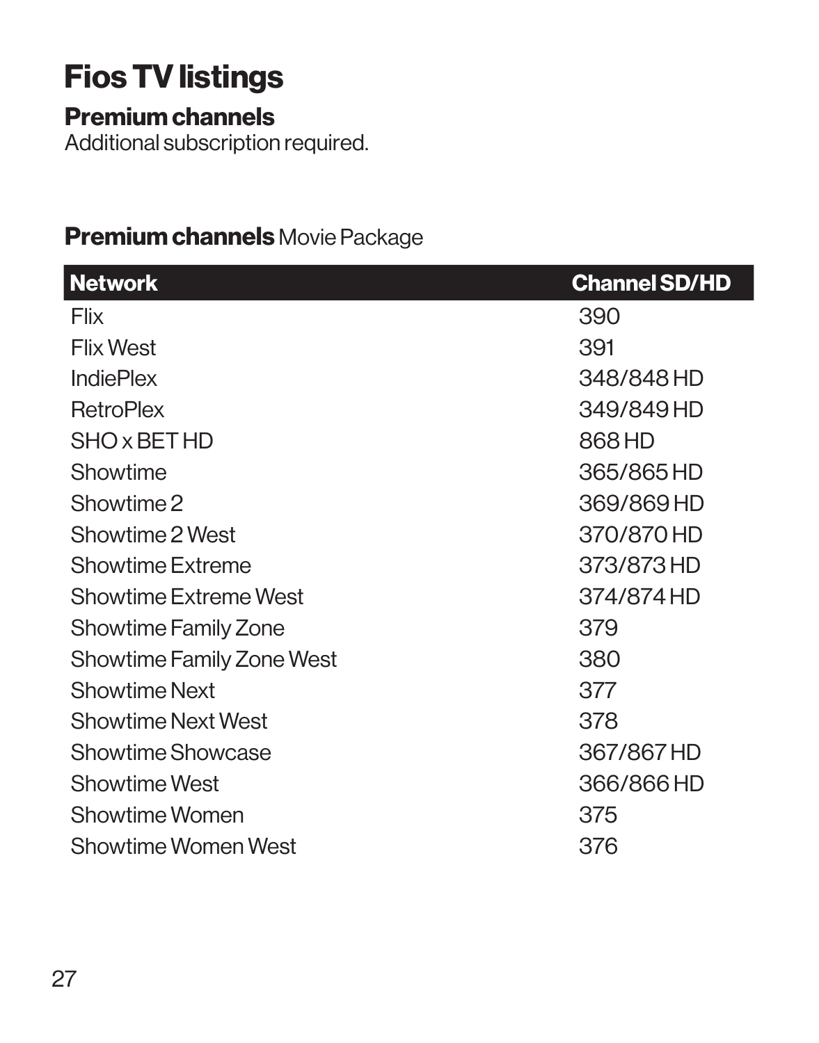# Fios TV listings

## Premium channels

Additional subscription required.

### **Premium channels** Movie Package

| Network | Channel SD/HD |
|---|---|
| Flix | 390 |
| Flix West | 391 |
| IndiePlex | 348/848 HD |
| RetroPlex | 349/849 HD |
| SHO x BET HD | 868 HD |
| Showtime | 365/865 HD |
| Showtime 2 | 369/869 HD |
| Showtime 2 West | 370/870 HD |
| Showtime Extreme | 373/873 HD |
| Showtime Extreme West | 374/874 HD |
| Showtime Family Zone | 379 |
| Showtime Family Zone West | 380 |
| Showtime Next | 377 |
| Showtime Next West | 378 |
| Showtime Showcase | 367/867 HD |
| Showtime West | 366/866 HD |
| Showtime Women | 375 |
| Showtime Women West | 376 |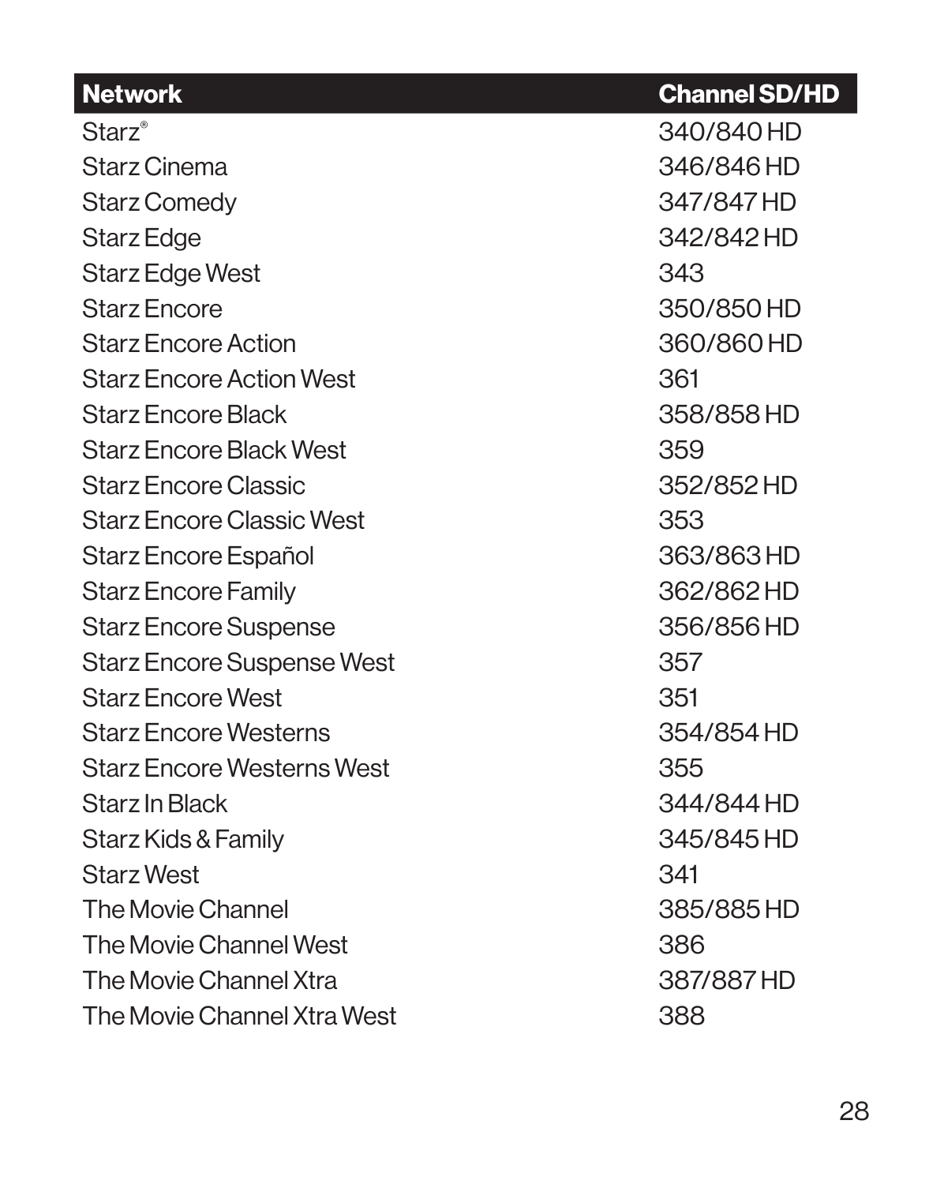| Network | Channel SD/HD |
|---|---|
| Starz® | 340/840 HD |
| Starz Cinema | 346/846 HD |
| Starz Comedy | 347/847 HD |
| Starz Edge | 342/842 HD |
| Starz Edge West | 343 |
| Starz Encore | 350/850 HD |
| Starz Encore Action | 360/860 HD |
| Starz Encore Action West | 361 |
| Starz Encore Black | 358/858 HD |
| Starz Encore Black West | 359 |
| Starz Encore Classic | 352/852 HD |
| Starz Encore Classic West | 353 |
| Starz Encore Español | 363/863 HD |
| Starz Encore Family | 362/862 HD |
| Starz Encore Suspense | 356/856 HD |
| Starz Encore Suspense West | 357 |
| Starz Encore West | 351 |
| Starz Encore Westerns | 354/854 HD |
| Starz Encore Westerns West | 355 |
| Starz In Black | 344/844 HD |
| Starz Kids & Family | 345/845 HD |
| Starz West | 341 |
| The Movie Channel | 385/885 HD |
| The Movie Channel West | 386 |
| The Movie Channel Xtra | 387/887 HD |
| The Movie Channel Xtra West | 388 |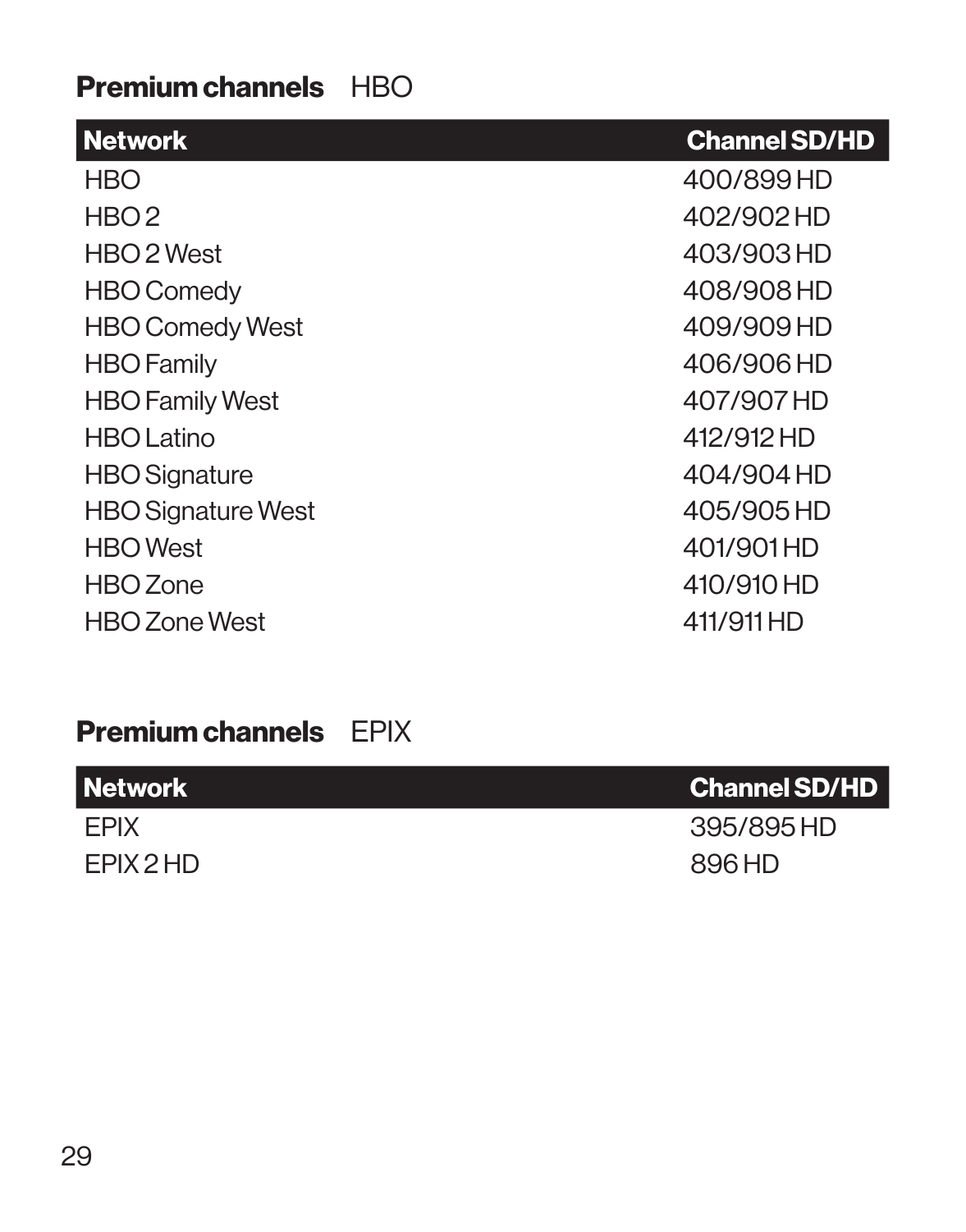## **Premium channels** HBO

| Network | Channel SD/HD |
|---|---|
| HBO | 400/899 HD |
| HBO 2 | 402/902 HD |
| HBO 2 West | 403/903 HD |
| HBO Comedy | 408/908 HD |
| HBO Comedy West | 409/909 HD |
| HBO Family | 406/906 HD |
| HBO Family West | 407/907 HD |
| HBO Latino | 412/912 HD |
| HBO Signature | 404/904 HD |
| HBO Signature West | 405/905 HD |
| HBO West | 401/901 HD |
| HBO Zone | 410/910 HD |
| HBO Zone West | 411/911 HD |

## **Premium channels** EPIX

| Network | Channel SD/HD |
|---|---|
| EPIX | 395/895 HD |
| EPIX 2 HD | 896 HD |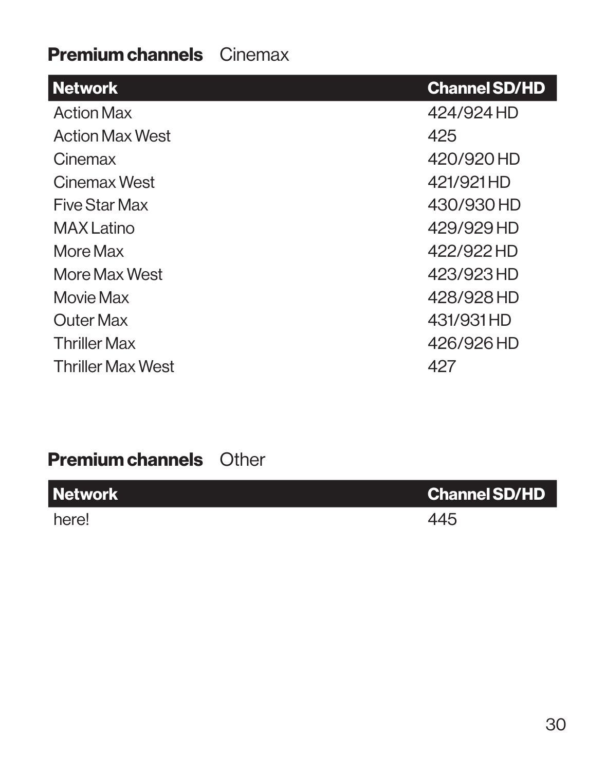## **Premium channels** Cinemax

| Network | Channel SD/HD |
| --- | --- |
| Action Max | 424/924 HD |
| Action Max West | 425 |
| Cinemax | 420/920 HD |
| Cinemax West | 421/921 HD |
| Five Star Max | 430/930 HD |
| MAX Latino | 429/929 HD |
| More Max | 422/922 HD |
| More Max West | 423/923 HD |
| Movie Max | 428/928 HD |
| Outer Max | 431/931 HD |
| Thriller Max | 426/926 HD |
| Thriller Max West | 427 |

## **Premium channels** Other

| Network | Channel SD/HD |
| --- | --- |
| here! | 445 |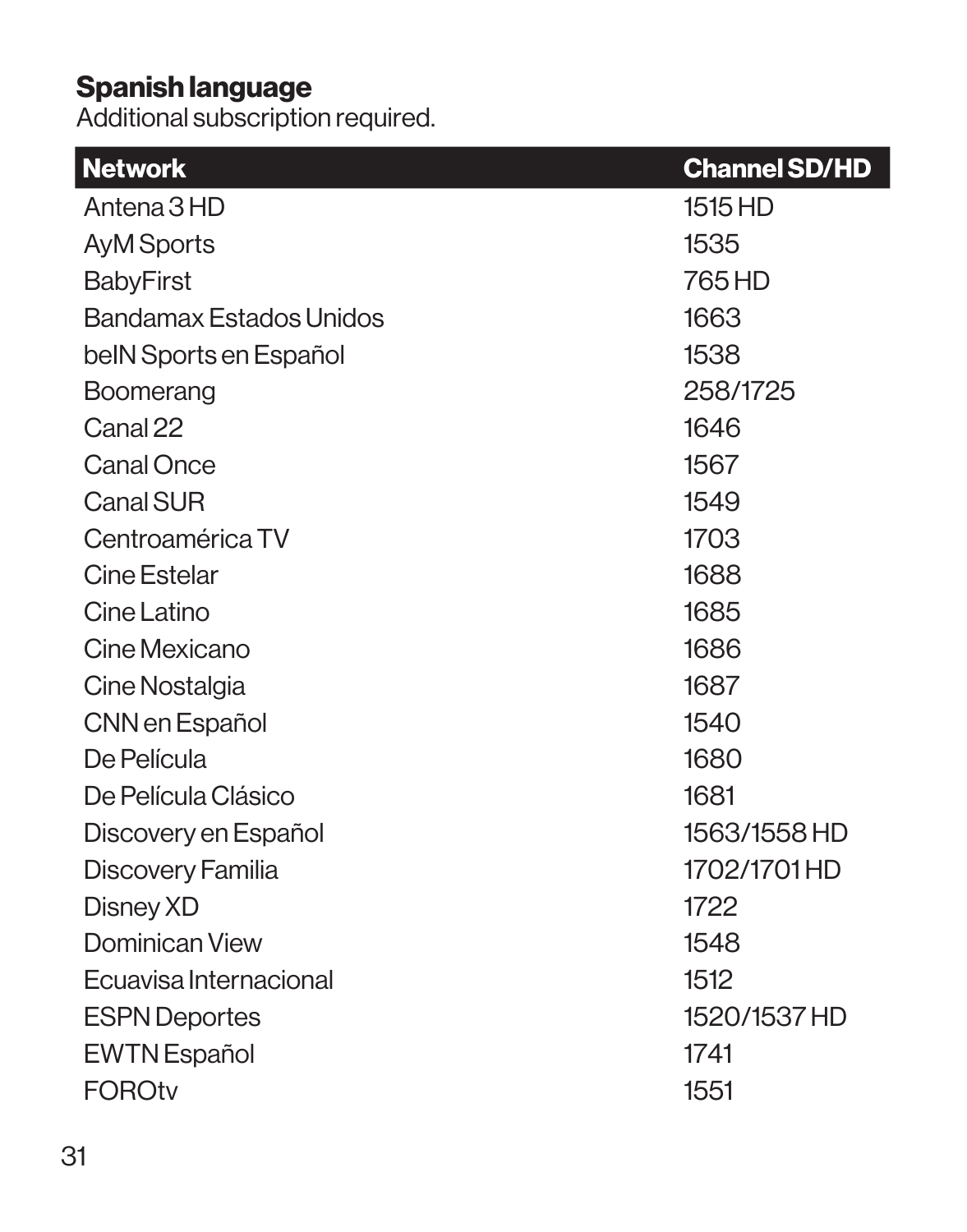## Spanish language

Additional subscription required.

| Network | Channel SD/HD |
|---|---|
| Antena 3 HD | 1515 HD |
| AyM Sports | 1535 |
| BabyFirst | 765 HD |
| Bandamax Estados Unidos | 1663 |
| beIN Sports en Español | 1538 |
| Boomerang | 258/1725 |
| Canal 22 | 1646 |
| Canal Once | 1567 |
| Canal SUR | 1549 |
| Centroamérica TV | 1703 |
| Cine Estelar | 1688 |
| Cine Latino | 1685 |
| Cine Mexicano | 1686 |
| Cine Nostalgia | 1687 |
| CNN en Español | 1540 |
| De Película | 1680 |
| De Película Clásico | 1681 |
| Discovery en Español | 1563/1558 HD |
| Discovery Familia | 1702/1701 HD |
| Disney XD | 1722 |
| Dominican View | 1548 |
| Ecuavisa Internacional | 1512 |
| ESPN Deportes | 1520/1537 HD |
| EWTN Español | 1741 |
| FOROtv | 1551 |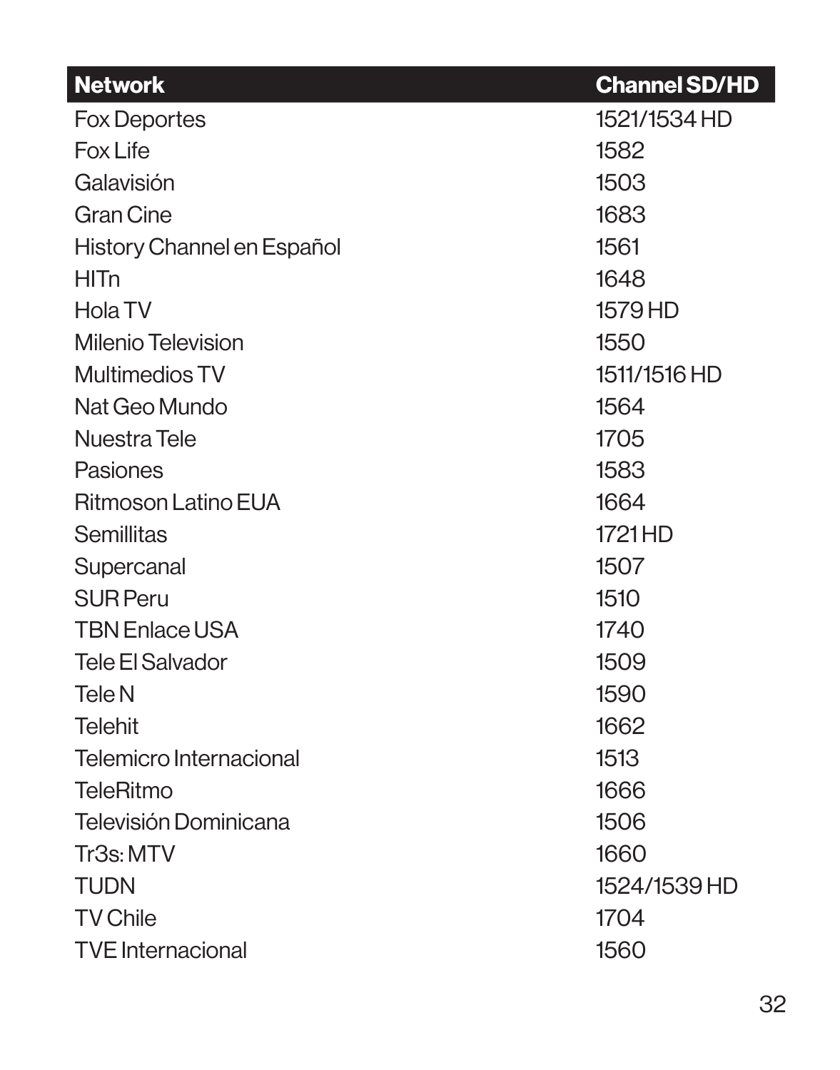| Network | Channel SD/HD |
|---|---|
| Fox Deportes | 1521/1534 HD |
| Fox Life | 1582 |
| Galavisión | 1503 |
| Gran Cine | 1683 |
| History Channel en Español | 1561 |
| HITn | 1648 |
| Hola TV | 1579 HD |
| Milenio Television | 1550 |
| Multimedios TV | 1511/1516 HD |
| Nat Geo Mundo | 1564 |
| Nuestra Tele | 1705 |
| Pasiones | 1583 |
| Ritmoson Latino EUA | 1664 |
| Semillitas | 1721 HD |
| Supercanal | 1507 |
| SUR Peru | 1510 |
| TBN Enlace USA | 1740 |
| Tele El Salvador | 1509 |
| Tele N | 1590 |
| Telehit | 1662 |
| Telemicro Internacional | 1513 |
| TeleRitmo | 1666 |
| Televisión Dominicana | 1506 |
| Tr3s: MTV | 1660 |
| TUDN | 1524/1539 HD |
| TV Chile | 1704 |
| TVE Internacional | 1560 |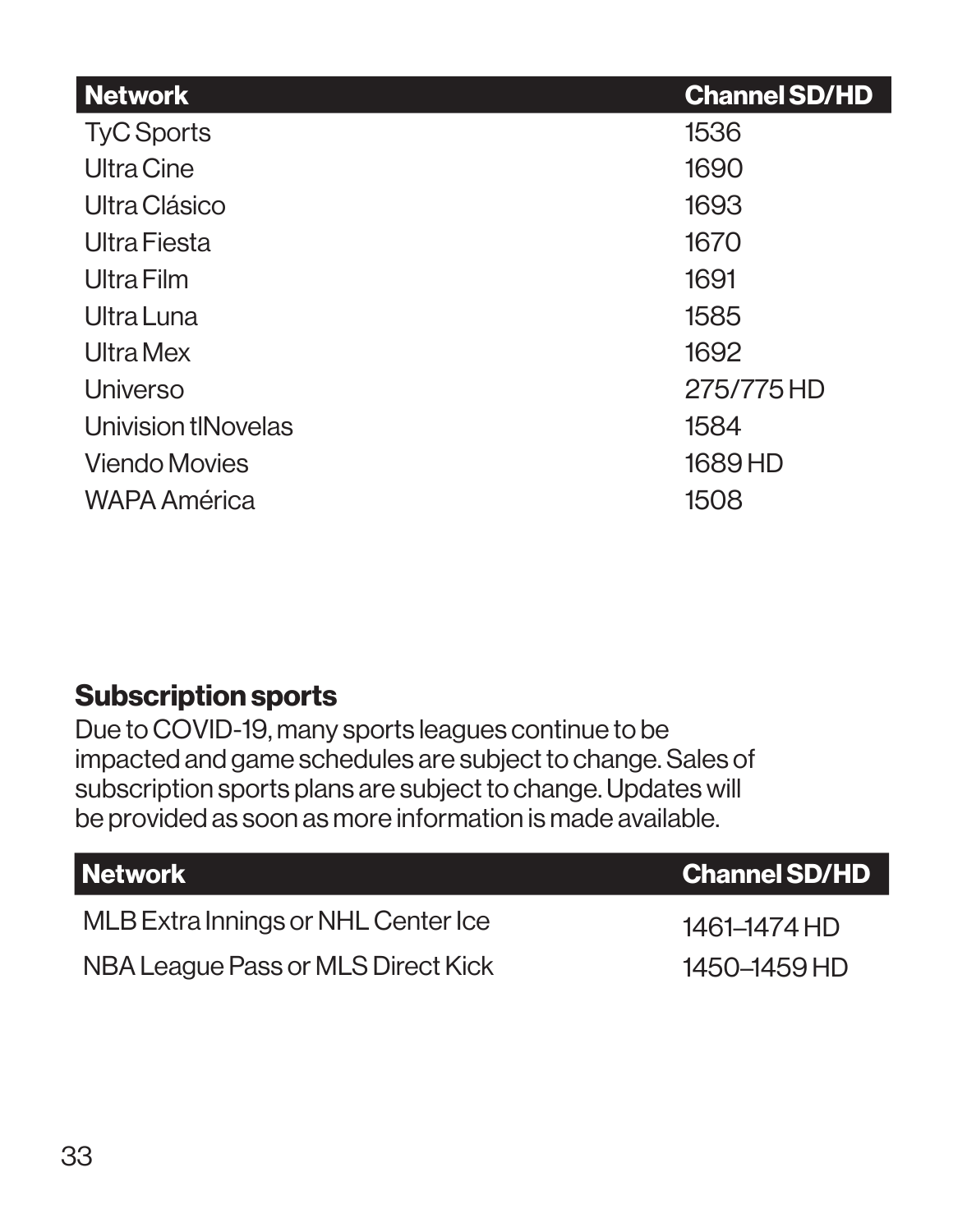| Network | Channel SD/HD |
| --- | --- |
| TyC Sports | 1536 |
| Ultra Cine | 1690 |
| Ultra Clásico | 1693 |
| Ultra Fiesta | 1670 |
| Ultra Film | 1691 |
| Ultra Luna | 1585 |
| Ultra Mex | 1692 |
| Universo | 275/775 HD |
| Univision tlNovelas | 1584 |
| Viendo Movies | 1689 HD |
| WAPA América | 1508 |

## Subscription sports

Due to COVID-19, many sports leagues continue to be impacted and game schedules are subject to change. Sales of subscription sports plans are subject to change. Updates will be provided as soon as more information is made available.

| Network | Channel SD/HD |
| --- | --- |
| MLB Extra Innings or NHL Center Ice | 1461–1474 HD |
| NBA League Pass or MLS Direct Kick | 1450–1459 HD |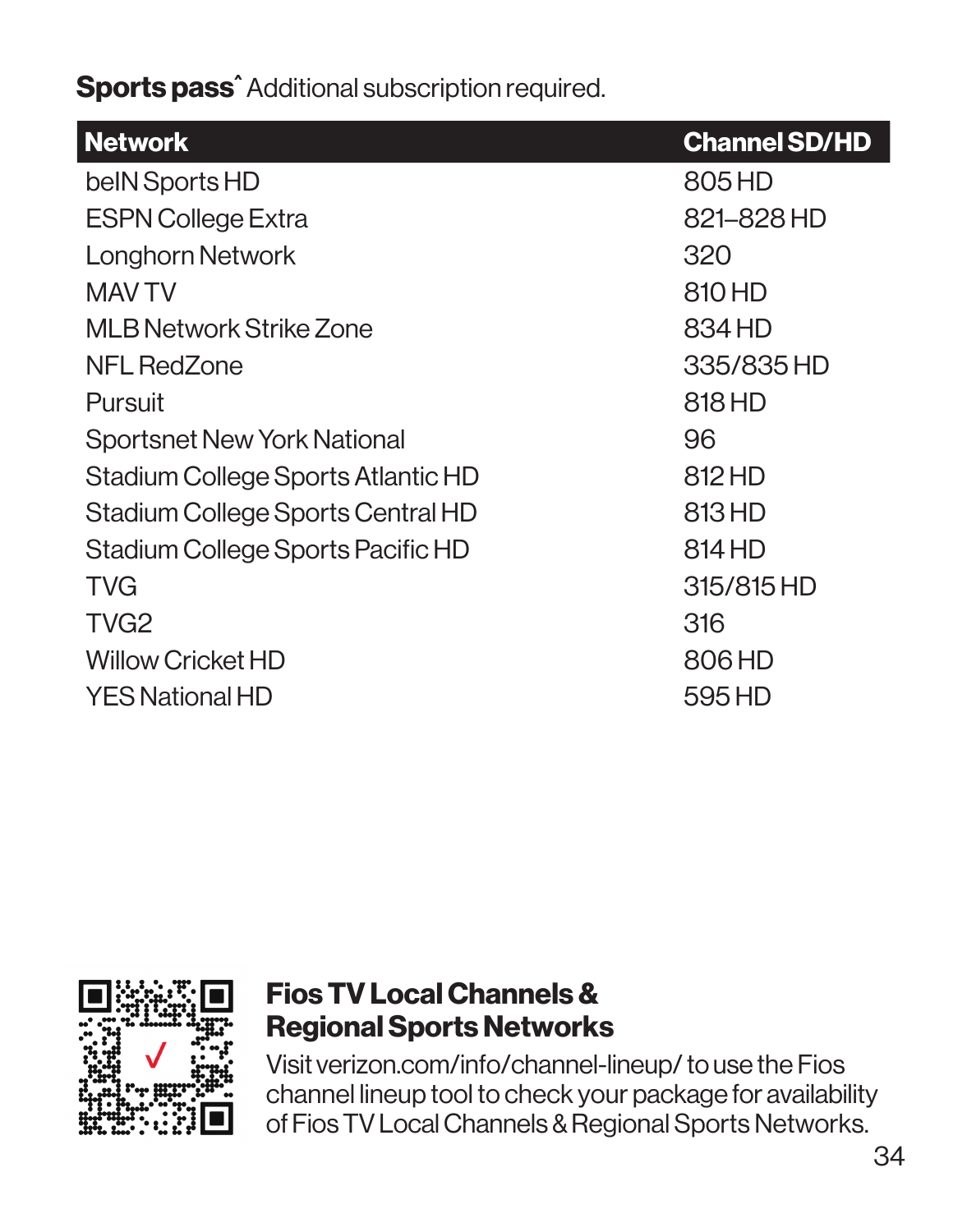**Sports pass**ˆ Additional subscription required.

| Network | Channel SD/HD |
|---|---|
| beIN Sports HD | 805 HD |
| ESPN College Extra | 821–828 HD |
| Longhorn Network | 320 |
| MAV TV | 810 HD |
| MLB Network Strike Zone | 834 HD |
| NFL RedZone | 335/835 HD |
| Pursuit | 818 HD |
| Sportsnet New York National | 96 |
| Stadium College Sports Atlantic HD | 812 HD |
| Stadium College Sports Central HD | 813 HD |
| Stadium College Sports Pacific HD | 814 HD |
| TVG | 315/815 HD |
| TVG2 | 316 |
| Willow Cricket HD | 806 HD |
| YES National HD | 595 HD |

## Fios TV Local Channels & Regional Sports Networks

Visit verizon.com/info/channel-lineup/ to use the Fios channel lineup tool to check your package for availability of Fios TV Local Channels & Regional Sports Networks.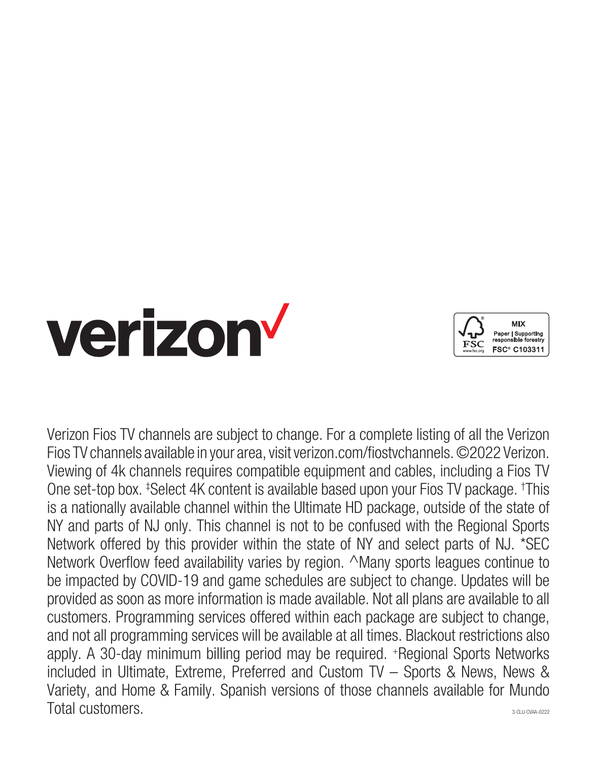verizon

MIX
Paper | Supporting responsible forestry
FSC® C103311
FSC
www.fsc.org

Verizon Fios TV channels are subject to change. For a complete listing of all the Verizon Fios TV channels available in your area, visit verizon.com/fiostvchannels. ©2022 Verizon. Viewing of 4k channels requires compatible equipment and cables, including a Fios TV One set-top box. ‡Select 4K content is available based upon your Fios TV package. †This is a nationally available channel within the Ultimate HD package, outside of the state of NY and parts of NJ only. This channel is not to be confused with the Regional Sports Network offered by this provider within the state of NY and select parts of NJ. *SEC Network Overflow feed availability varies by region. ^Many sports leagues continue to be impacted by COVID-19 and game schedules are subject to change. Updates will be provided as soon as more information is made available. Not all plans are available to all customers. Programming services offered within each package are subject to change, and not all programming services will be available at all times. Blackout restrictions also apply. A 30-day minimum billing period may be required. +Regional Sports Networks included in Ultimate, Extreme, Preferred and Custom TV – Sports & News, News & Variety, and Home & Family. Spanish versions of those channels available for Mundo Total customers.

3-CLU-CVAA-0222